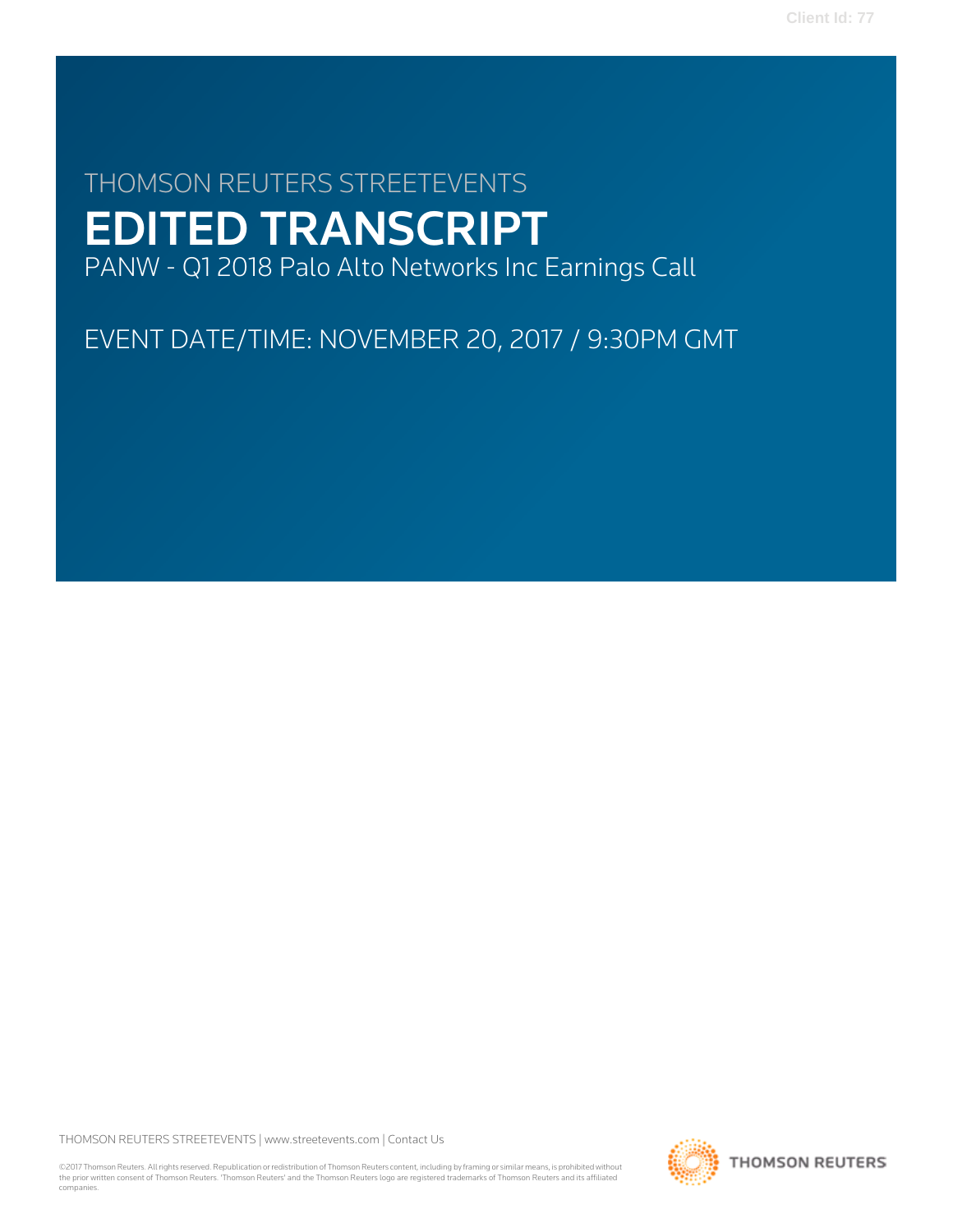THOMSON REUTERS STREETEVENTS

# EDITED TRANSCRIPT

PANW - Q1 2018 Palo Alto Networks Inc Earnings Call

EVENT DATE/TIME: NOVEMBER 20, 2017 / 9:30PM GMT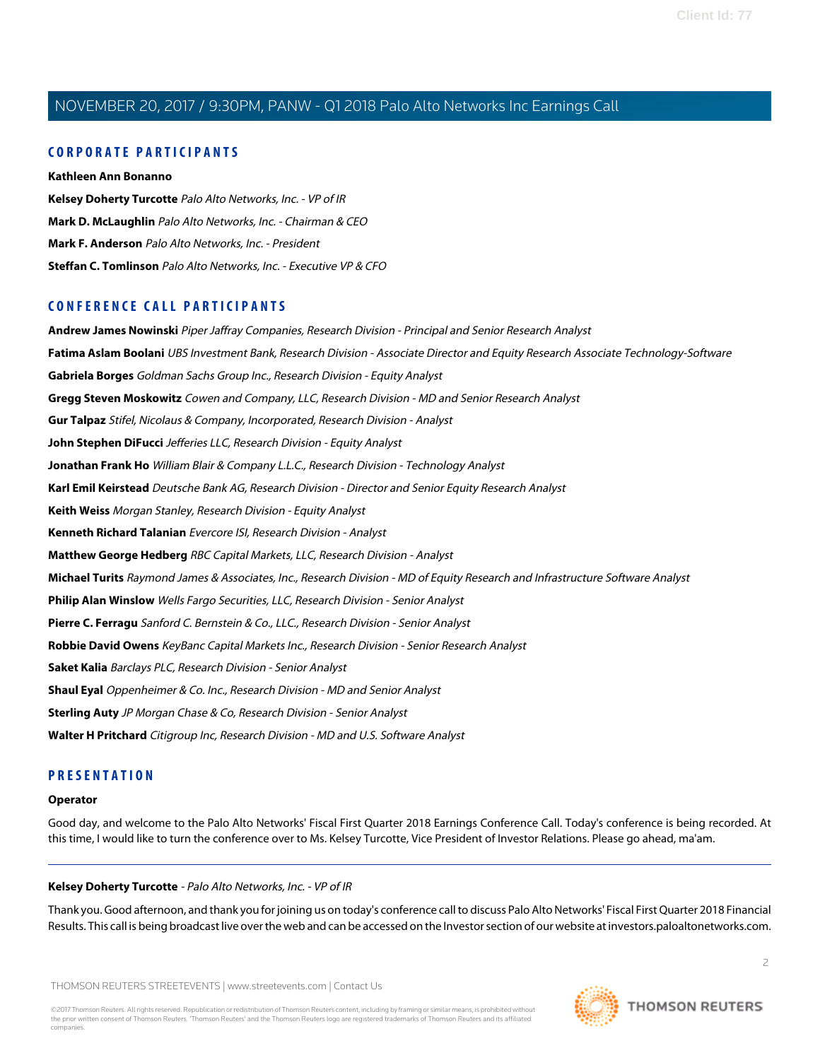## CORPORATE PARTICIPANTS

**Kathleen Ann Bonanno**

**Kelsey Doherty Turcotte** *Palo Alto Networks, Inc. - VP of IR*

**Mark D. McLaughlin** *Palo Alto Networks, Inc. - Chairman & CEO*

**Mark F. Anderson** *Palo Alto Networks, Inc. - President*

**Steffan C. Tomlinson** *Palo Alto Networks, Inc. - Executive VP & CFO*

## CONFERENCE CALL PARTICIPANTS

**Andrew James Nowinski** *Piper Jaffray Companies, Research Division - Principal and Senior Research Analyst*

**Fatima Aslam Boolani** *UBS Investment Bank, Research Division - Associate Director and Equity Research Associate Technology-Software*

**Gabriela Borges** *Goldman Sachs Group Inc., Research Division - Equity Analyst*

**Gregg Steven Moskowitz** *Cowen and Company, LLC, Research Division - MD and Senior Research Analyst*

**Gur Talpaz** *Stifel, Nicolaus & Company, Incorporated, Research Division - Analyst*

**John Stephen DiFucci** *Jefferies LLC, Research Division - Equity Analyst*

**Jonathan Frank Ho** *William Blair & Company L.L.C., Research Division - Technology Analyst*

**Karl Emil Keirstead** *Deutsche Bank AG, Research Division - Director and Senior Equity Research Analyst*

**Keith Weiss** *Morgan Stanley, Research Division - Equity Analyst*

**Kenneth Richard Talanian** *Evercore ISI, Research Division - Analyst*

**Matthew George Hedberg** *RBC Capital Markets, LLC, Research Division - Analyst*

**Michael Turits** *Raymond James & Associates, Inc., Research Division - MD of Equity Research and Infrastructure Software Analyst*

**Philip Alan Winslow** *Wells Fargo Securities, LLC, Research Division - Senior Analyst*

**Pierre C. Ferragu** *Sanford C. Bernstein & Co., LLC., Research Division - Senior Analyst*

**Robbie David Owens** *KeyBanc Capital Markets Inc., Research Division - Senior Research Analyst*

**Saket Kalia** *Barclays PLC, Research Division - Senior Analyst*

**Shaul Eyal** *Oppenheimer & Co. Inc., Research Division - MD and Senior Analyst*

**Sterling Auty** *JP Morgan Chase & Co, Research Division - Senior Analyst*

**Walter H Pritchard** *Citigroup Inc, Research Division - MD and U.S. Software Analyst*

## PRESENTATION

**Operator**

Good day, and welcome to the Palo Alto Networks' Fiscal First Quarter 2018 Earnings Conference Call. Today's conference is being recorded. At this time, I would like to turn the conference over to Ms. Kelsey Turcotte, Vice President of Investor Relations. Please go ahead, ma'am.

---

**Kelsey Doherty Turcotte** - *Palo Alto Networks, Inc. - VP of IR*

Thank you. Good afternoon, and thank you for joining us on today's conference call to discuss Palo Alto Networks' Fiscal First Quarter 2018 Financial Results. This call is being broadcast live over the web and can be accessed on the Investor section of our website at investors.paloaltonetworks.com.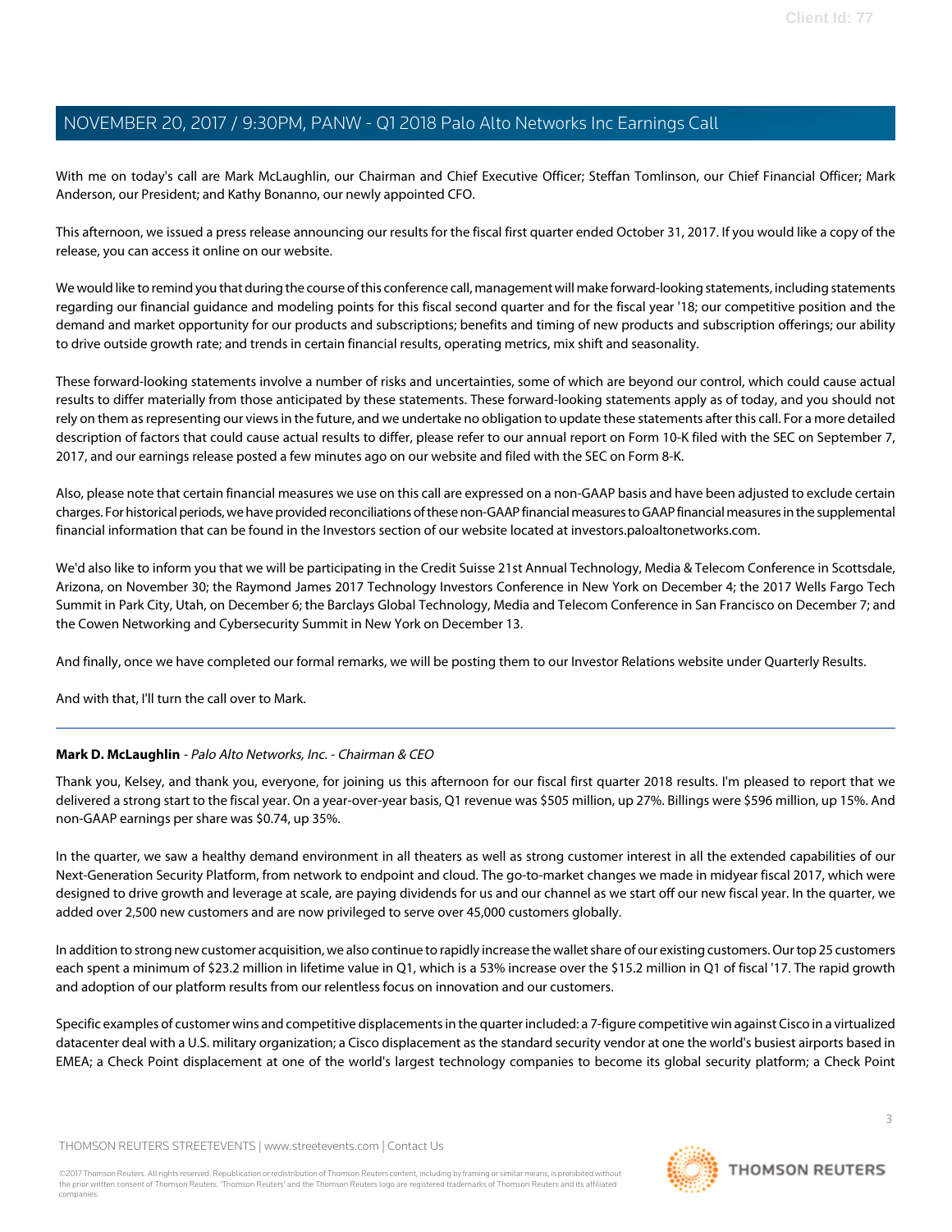With me on today's call are Mark McLaughlin, our Chairman and Chief Executive Officer; Steffan Tomlinson, our Chief Financial Officer; Mark Anderson, our President; and Kathy Bonanno, our newly appointed CFO.

This afternoon, we issued a press release announcing our results for the fiscal first quarter ended October 31, 2017. If you would like a copy of the release, you can access it online on our website.

We would like to remind you that during the course of this conference call, management will make forward-looking statements, including statements regarding our financial guidance and modeling points for this fiscal second quarter and for the fiscal year '18; our competitive position and the demand and market opportunity for our products and subscriptions; benefits and timing of new products and subscription offerings; our ability to drive outside growth rate; and trends in certain financial results, operating metrics, mix shift and seasonality.

These forward-looking statements involve a number of risks and uncertainties, some of which are beyond our control, which could cause actual results to differ materially from those anticipated by these statements. These forward-looking statements apply as of today, and you should not rely on them as representing our views in the future, and we undertake no obligation to update these statements after this call. For a more detailed description of factors that could cause actual results to differ, please refer to our annual report on Form 10-K filed with the SEC on September 7, 2017, and our earnings release posted a few minutes ago on our website and filed with the SEC on Form 8-K.

Also, please note that certain financial measures we use on this call are expressed on a non-GAAP basis and have been adjusted to exclude certain charges. For historical periods, we have provided reconciliations of these non-GAAP financial measures to GAAP financial measures in the supplemental financial information that can be found in the Investors section of our website located at investors.paloaltonetworks.com.

We'd also like to inform you that we will be participating in the Credit Suisse 21st Annual Technology, Media & Telecom Conference in Scottsdale, Arizona, on November 30; the Raymond James 2017 Technology Investors Conference in New York on December 4; the 2017 Wells Fargo Tech Summit in Park City, Utah, on December 6; the Barclays Global Technology, Media and Telecom Conference in San Francisco on December 7; and the Cowen Networking and Cybersecurity Summit in New York on December 13.

And finally, once we have completed our formal remarks, we will be posting them to our Investor Relations website under Quarterly Results.

And with that, I'll turn the call over to Mark.

---

**Mark D. McLaughlin** - *Palo Alto Networks, Inc. - Chairman & CEO*

Thank you, Kelsey, and thank you, everyone, for joining us this afternoon for our fiscal first quarter 2018 results. I'm pleased to report that we delivered a strong start to the fiscal year. On a year-over-year basis, Q1 revenue was $505 million, up 27%. Billings were $596 million, up 15%. And non-GAAP earnings per share was $0.74, up 35%.

In the quarter, we saw a healthy demand environment in all theaters as well as strong customer interest in all the extended capabilities of our Next-Generation Security Platform, from network to endpoint and cloud. The go-to-market changes we made in midyear fiscal 2017, which were designed to drive growth and leverage at scale, are paying dividends for us and our channel as we start off our new fiscal year. In the quarter, we added over 2,500 new customers and are now privileged to serve over 45,000 customers globally.

In addition to strong new customer acquisition, we also continue to rapidly increase the wallet share of our existing customers. Our top 25 customers each spent a minimum of $23.2 million in lifetime value in Q1, which is a 53% increase over the $15.2 million in Q1 of fiscal '17. The rapid growth and adoption of our platform results from our relentless focus on innovation and our customers.

Specific examples of customer wins and competitive displacements in the quarter included: a 7-figure competitive win against Cisco in a virtualized datacenter deal with a U.S. military organization; a Cisco displacement as the standard security vendor at one the world's busiest airports based in EMEA; a Check Point displacement at one of the world's largest technology companies to become its global security platform; a Check Point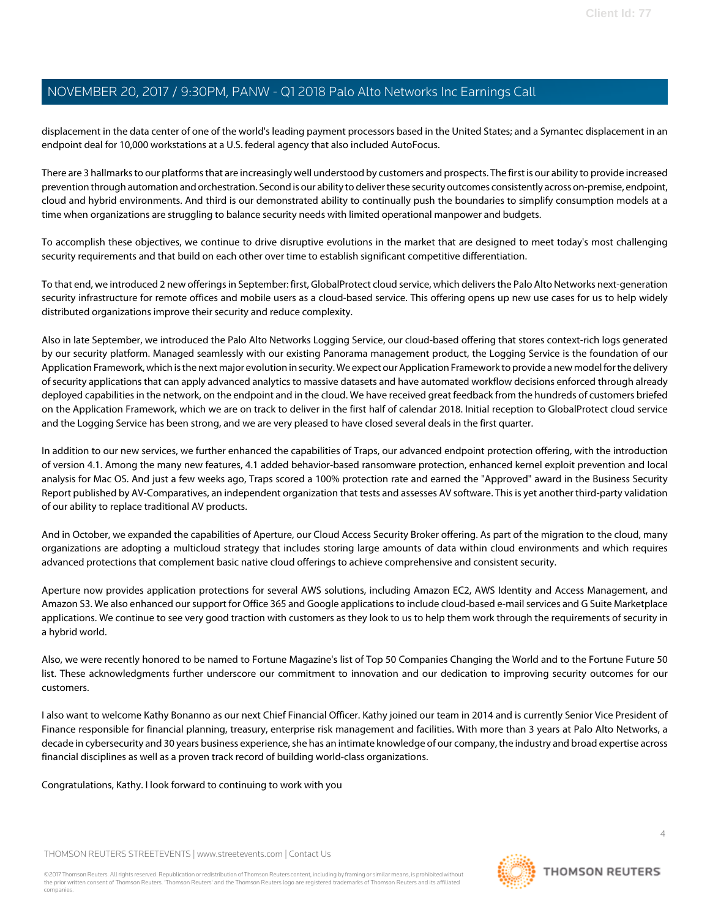displacement in the data center of one of the world's leading payment processors based in the United States; and a Symantec displacement in an endpoint deal for 10,000 workstations at a U.S. federal agency that also included AutoFocus.

There are 3 hallmarks to our platforms that are increasingly well understood by customers and prospects. The first is our ability to provide increased prevention through automation and orchestration. Second is our ability to deliver these security outcomes consistently across on-premise, endpoint, cloud and hybrid environments. And third is our demonstrated ability to continually push the boundaries to simplify consumption models at a time when organizations are struggling to balance security needs with limited operational manpower and budgets.

To accomplish these objectives, we continue to drive disruptive evolutions in the market that are designed to meet today's most challenging security requirements and that build on each other over time to establish significant competitive differentiation.

To that end, we introduced 2 new offerings in September: first, GlobalProtect cloud service, which delivers the Palo Alto Networks next-generation security infrastructure for remote offices and mobile users as a cloud-based service. This offering opens up new use cases for us to help widely distributed organizations improve their security and reduce complexity.

Also in late September, we introduced the Palo Alto Networks Logging Service, our cloud-based offering that stores context-rich logs generated by our security platform. Managed seamlessly with our existing Panorama management product, the Logging Service is the foundation of our Application Framework, which is the next major evolution in security. We expect our Application Framework to provide a new model for the delivery of security applications that can apply advanced analytics to massive datasets and have automated workflow decisions enforced through already deployed capabilities in the network, on the endpoint and in the cloud. We have received great feedback from the hundreds of customers briefed on the Application Framework, which we are on track to deliver in the first half of calendar 2018. Initial reception to GlobalProtect cloud service and the Logging Service has been strong, and we are very pleased to have closed several deals in the first quarter.

In addition to our new services, we further enhanced the capabilities of Traps, our advanced endpoint protection offering, with the introduction of version 4.1. Among the many new features, 4.1 added behavior-based ransomware protection, enhanced kernel exploit prevention and local analysis for Mac OS. And just a few weeks ago, Traps scored a 100% protection rate and earned the "Approved" award in the Business Security Report published by AV-Comparatives, an independent organization that tests and assesses AV software. This is yet another third-party validation of our ability to replace traditional AV products.

And in October, we expanded the capabilities of Aperture, our Cloud Access Security Broker offering. As part of the migration to the cloud, many organizations are adopting a multicloud strategy that includes storing large amounts of data within cloud environments and which requires advanced protections that complement basic native cloud offerings to achieve comprehensive and consistent security.

Aperture now provides application protections for several AWS solutions, including Amazon EC2, AWS Identity and Access Management, and Amazon S3. We also enhanced our support for Office 365 and Google applications to include cloud-based e-mail services and G Suite Marketplace applications. We continue to see very good traction with customers as they look to us to help them work through the requirements of security in a hybrid world.

Also, we were recently honored to be named to Fortune Magazine's list of Top 50 Companies Changing the World and to the Fortune Future 50 list. These acknowledgments further underscore our commitment to innovation and our dedication to improving security outcomes for our customers.

I also want to welcome Kathy Bonanno as our next Chief Financial Officer. Kathy joined our team in 2014 and is currently Senior Vice President of Finance responsible for financial planning, treasury, enterprise risk management and facilities. With more than 3 years at Palo Alto Networks, a decade in cybersecurity and 30 years business experience, she has an intimate knowledge of our company, the industry and broad expertise across financial disciplines as well as a proven track record of building world-class organizations.

Congratulations, Kathy. I look forward to continuing to work with you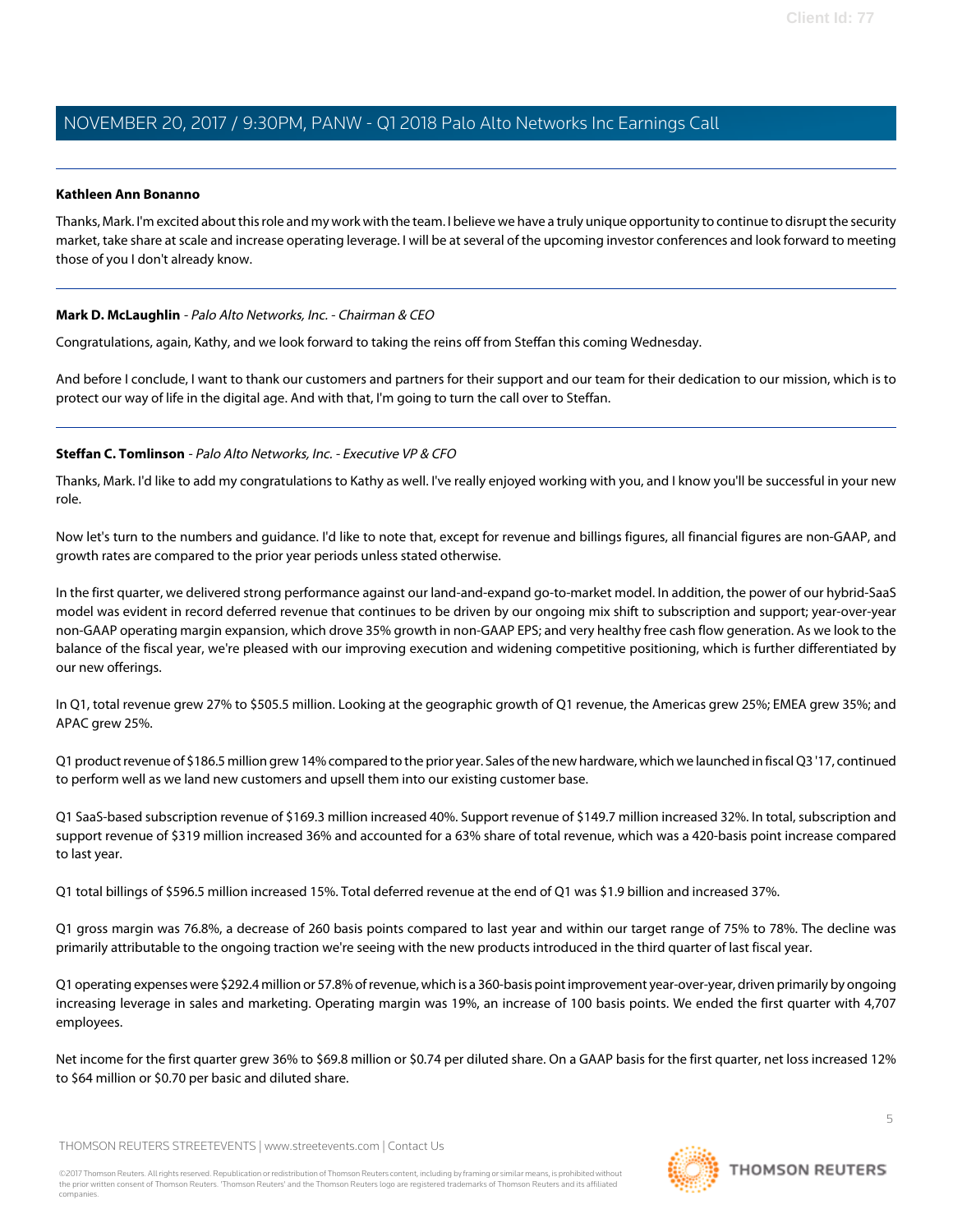**Kathleen Ann Bonanno**

Thanks, Mark. I'm excited about this role and my work with the team. I believe we have a truly unique opportunity to continue to disrupt the security market, take share at scale and increase operating leverage. I will be at several of the upcoming investor conferences and look forward to meeting those of you I don't already know.

---

**Mark D. McLaughlin** - *Palo Alto Networks, Inc. - Chairman & CEO*

Congratulations, again, Kathy, and we look forward to taking the reins off from Steffan this coming Wednesday.

And before I conclude, I want to thank our customers and partners for their support and our team for their dedication to our mission, which is to protect our way of life in the digital age. And with that, I'm going to turn the call over to Steffan.

---

**Steffan C. Tomlinson** - *Palo Alto Networks, Inc. - Executive VP & CFO*

Thanks, Mark. I'd like to add my congratulations to Kathy as well. I've really enjoyed working with you, and I know you'll be successful in your new role.

Now let's turn to the numbers and guidance. I'd like to note that, except for revenue and billings figures, all financial figures are non-GAAP, and growth rates are compared to the prior year periods unless stated otherwise.

In the first quarter, we delivered strong performance against our land-and-expand go-to-market model. In addition, the power of our hybrid-SaaS model was evident in record deferred revenue that continues to be driven by our ongoing mix shift to subscription and support; year-over-year non-GAAP operating margin expansion, which drove 35% growth in non-GAAP EPS; and very healthy free cash flow generation. As we look to the balance of the fiscal year, we're pleased with our improving execution and widening competitive positioning, which is further differentiated by our new offerings.

In Q1, total revenue grew 27% to $505.5 million. Looking at the geographic growth of Q1 revenue, the Americas grew 25%; EMEA grew 35%; and APAC grew 25%.

Q1 product revenue of $186.5 million grew 14% compared to the prior year. Sales of the new hardware, which we launched in fiscal Q3 '17, continued to perform well as we land new customers and upsell them into our existing customer base.

Q1 SaaS-based subscription revenue of $169.3 million increased 40%. Support revenue of $149.7 million increased 32%. In total, subscription and support revenue of $319 million increased 36% and accounted for a 63% share of total revenue, which was a 420-basis point increase compared to last year.

Q1 total billings of $596.5 million increased 15%. Total deferred revenue at the end of Q1 was $1.9 billion and increased 37%.

Q1 gross margin was 76.8%, a decrease of 260 basis points compared to last year and within our target range of 75% to 78%. The decline was primarily attributable to the ongoing traction we're seeing with the new products introduced in the third quarter of last fiscal year.

Q1 operating expenses were $292.4 million or 57.8% of revenue, which is a 360-basis point improvement year-over-year, driven primarily by ongoing increasing leverage in sales and marketing. Operating margin was 19%, an increase of 100 basis points. We ended the first quarter with 4,707 employees.

Net income for the first quarter grew 36% to $69.8 million or $0.74 per diluted share. On a GAAP basis for the first quarter, net loss increased 12% to $64 million or $0.70 per basic and diluted share.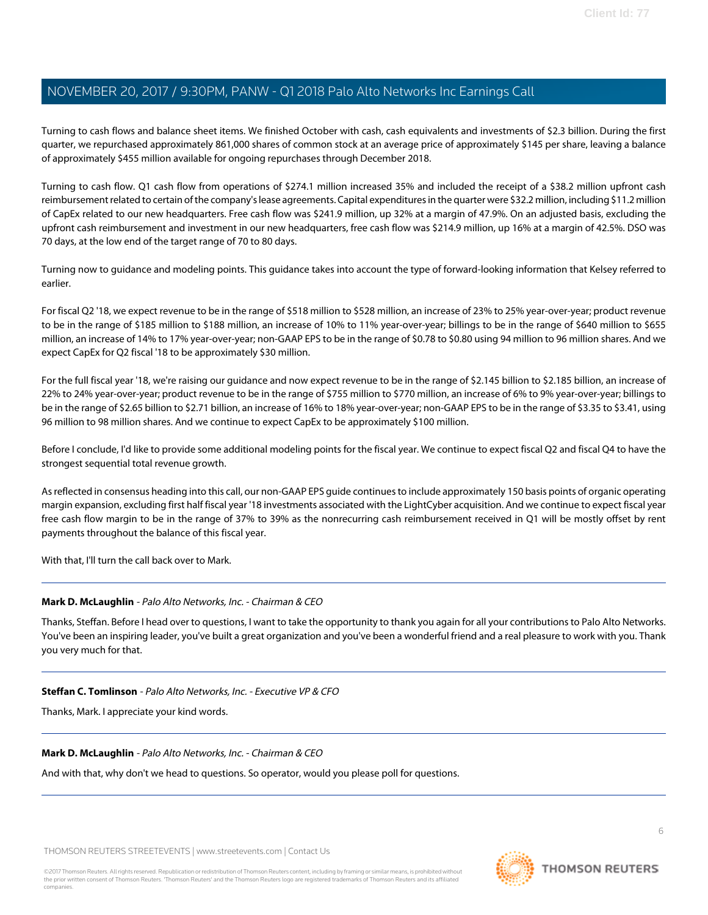Turning to cash flows and balance sheet items. We finished October with cash, cash equivalents and investments of $2.3 billion. During the first quarter, we repurchased approximately 861,000 shares of common stock at an average price of approximately $145 per share, leaving a balance of approximately $455 million available for ongoing repurchases through December 2018.

Turning to cash flow. Q1 cash flow from operations of $274.1 million increased 35% and included the receipt of a $38.2 million upfront cash reimbursement related to certain of the company's lease agreements. Capital expenditures in the quarter were $32.2 million, including $11.2 million of CapEx related to our new headquarters. Free cash flow was $241.9 million, up 32% at a margin of 47.9%. On an adjusted basis, excluding the upfront cash reimbursement and investment in our new headquarters, free cash flow was $214.9 million, up 16% at a margin of 42.5%. DSO was 70 days, at the low end of the target range of 70 to 80 days.

Turning now to guidance and modeling points. This guidance takes into account the type of forward-looking information that Kelsey referred to earlier.

For fiscal Q2 '18, we expect revenue to be in the range of $518 million to $528 million, an increase of 23% to 25% year-over-year; product revenue to be in the range of $185 million to $188 million, an increase of 10% to 11% year-over-year; billings to be in the range of $640 million to $655 million, an increase of 14% to 17% year-over-year; non-GAAP EPS to be in the range of $0.78 to $0.80 using 94 million to 96 million shares. And we expect CapEx for Q2 fiscal '18 to be approximately $30 million.

For the full fiscal year '18, we're raising our guidance and now expect revenue to be in the range of $2.145 billion to $2.185 billion, an increase of 22% to 24% year-over-year; product revenue to be in the range of $755 million to $770 million, an increase of 6% to 9% year-over-year; billings to be in the range of $2.65 billion to $2.71 billion, an increase of 16% to 18% year-over-year; non-GAAP EPS to be in the range of $3.35 to $3.41, using 96 million to 98 million shares. And we continue to expect CapEx to be approximately $100 million.

Before I conclude, I'd like to provide some additional modeling points for the fiscal year. We continue to expect fiscal Q2 and fiscal Q4 to have the strongest sequential total revenue growth.

As reflected in consensus heading into this call, our non-GAAP EPS guide continues to include approximately 150 basis points of organic operating margin expansion, excluding first half fiscal year '18 investments associated with the LightCyber acquisition. And we continue to expect fiscal year free cash flow margin to be in the range of 37% to 39% as the nonrecurring cash reimbursement received in Q1 will be mostly offset by rent payments throughout the balance of this fiscal year.

With that, I'll turn the call back over to Mark.

---

**Mark D. McLaughlin** - *Palo Alto Networks, Inc. - Chairman & CEO*

Thanks, Steffan. Before I head over to questions, I want to take the opportunity to thank you again for all your contributions to Palo Alto Networks. You've been an inspiring leader, you've built a great organization and you've been a wonderful friend and a real pleasure to work with you. Thank you very much for that.

---

**Steffan C. Tomlinson** - *Palo Alto Networks, Inc. - Executive VP & CFO*

Thanks, Mark. I appreciate your kind words.

---

**Mark D. McLaughlin** - *Palo Alto Networks, Inc. - Chairman & CEO*

And with that, why don't we head to questions. So operator, would you please poll for questions.

---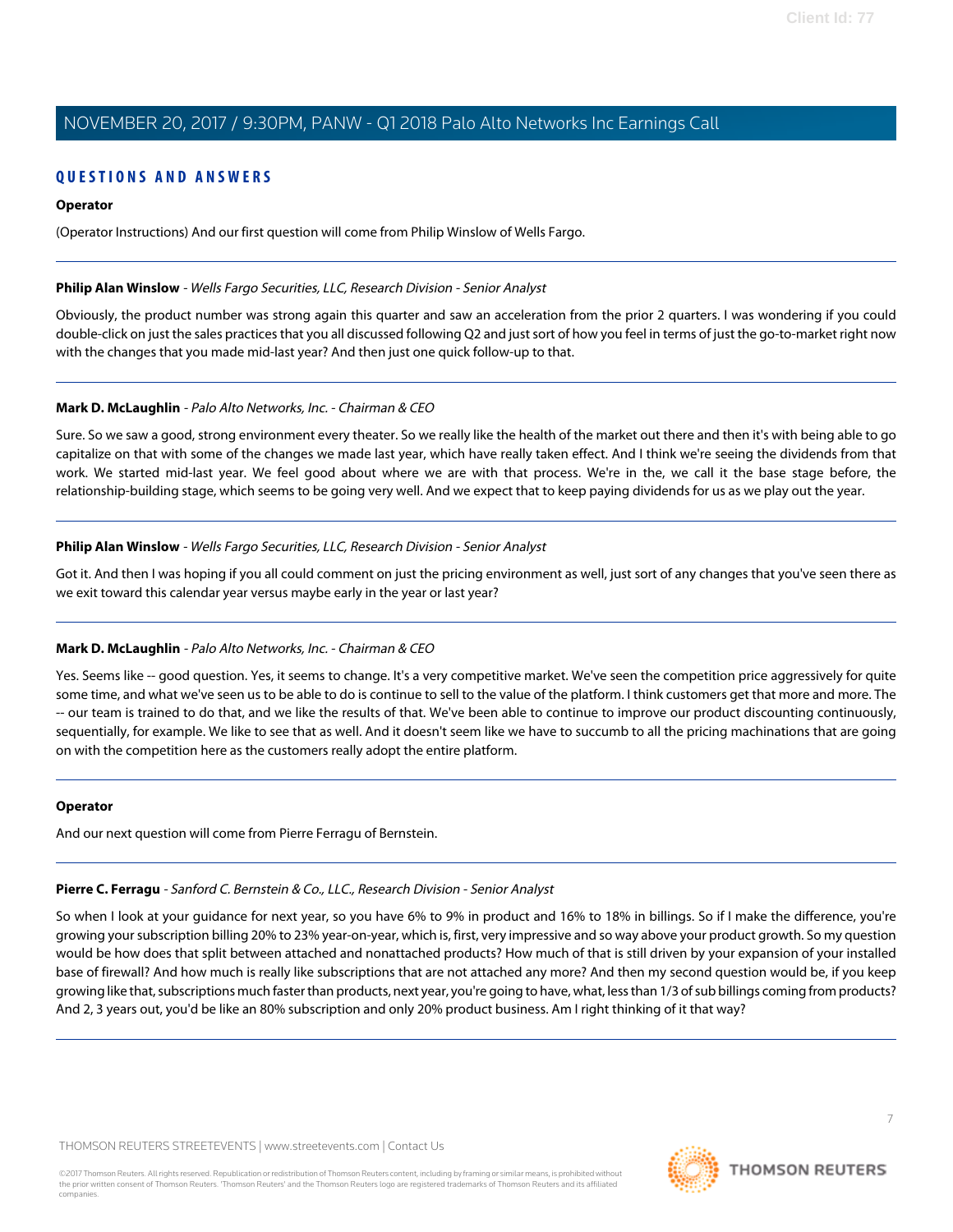## QUESTIONS AND ANSWERS

**Operator**

(Operator Instructions) And our first question will come from Philip Winslow of Wells Fargo.

---

**Philip Alan Winslow** - *Wells Fargo Securities, LLC, Research Division - Senior Analyst*

Obviously, the product number was strong again this quarter and saw an acceleration from the prior 2 quarters. I was wondering if you could double-click on just the sales practices that you all discussed following Q2 and just sort of how you feel in terms of just the go-to-market right now with the changes that you made mid-last year? And then just one quick follow-up to that.

---

**Mark D. McLaughlin** - *Palo Alto Networks, Inc. - Chairman & CEO*

Sure. So we saw a good, strong environment every theater. So we really like the health of the market out there and then it's with being able to go capitalize on that with some of the changes we made last year, which have really taken effect. And I think we're seeing the dividends from that work. We started mid-last year. We feel good about where we are with that process. We're in the, we call it the base stage before, the relationship-building stage, which seems to be going very well. And we expect that to keep paying dividends for us as we play out the year.

---

**Philip Alan Winslow** - *Wells Fargo Securities, LLC, Research Division - Senior Analyst*

Got it. And then I was hoping if you all could comment on just the pricing environment as well, just sort of any changes that you've seen there as we exit toward this calendar year versus maybe early in the year or last year?

---

**Mark D. McLaughlin** - *Palo Alto Networks, Inc. - Chairman & CEO*

Yes. Seems like -- good question. Yes, it seems to change. It's a very competitive market. We've seen the competition price aggressively for quite some time, and what we've seen us to be able to do is continue to sell to the value of the platform. I think customers get that more and more. The -- our team is trained to do that, and we like the results of that. We've been able to continue to improve our product discounting continuously, sequentially, for example. We like to see that as well. And it doesn't seem like we have to succumb to all the pricing machinations that are going on with the competition here as the customers really adopt the entire platform.

---

**Operator**

And our next question will come from Pierre Ferragu of Bernstein.

---

**Pierre C. Ferragu** - *Sanford C. Bernstein & Co., LLC., Research Division - Senior Analyst*

So when I look at your guidance for next year, so you have 6% to 9% in product and 16% to 18% in billings. So if I make the difference, you're growing your subscription billing 20% to 23% year-on-year, which is, first, very impressive and so way above your product growth. So my question would be how does that split between attached and nonattached products? How much of that is still driven by your expansion of your installed base of firewall? And how much is really like subscriptions that are not attached any more? And then my second question would be, if you keep growing like that, subscriptions much faster than products, next year, you're going to have, what, less than 1/3 of sub billings coming from products? And 2, 3 years out, you'd be like an 80% subscription and only 20% product business. Am I right thinking of it that way?

---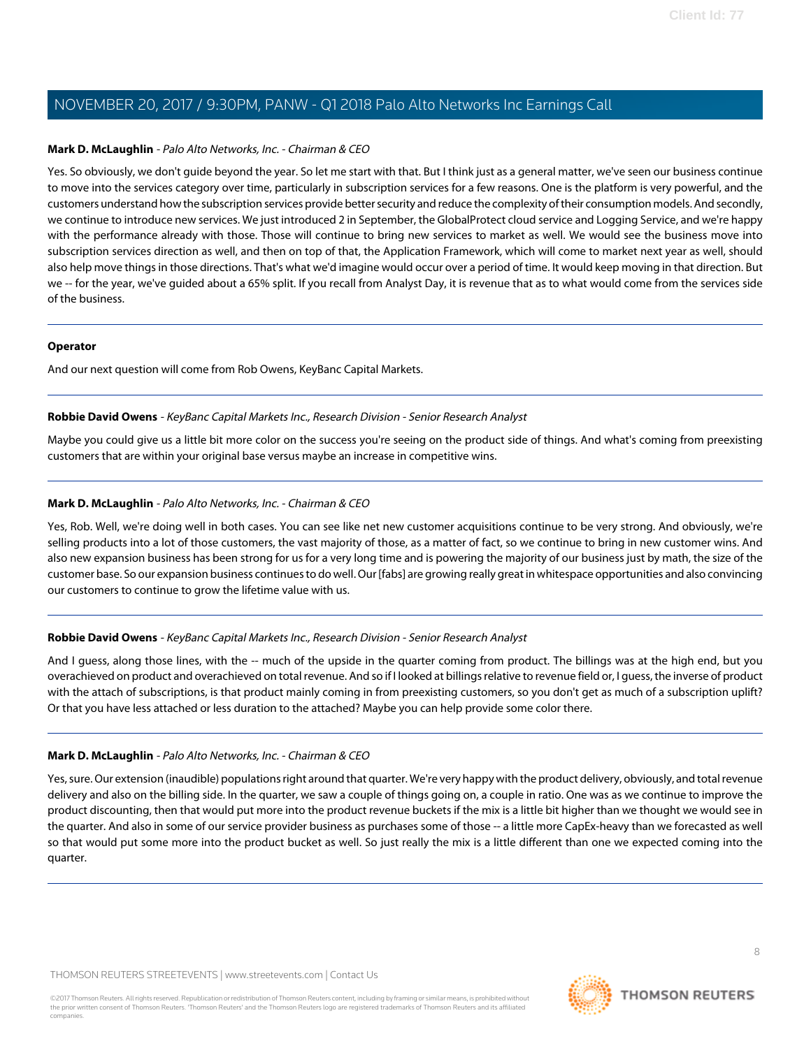**Mark D. McLaughlin** - *Palo Alto Networks, Inc. - Chairman & CEO*

Yes. So obviously, we don't guide beyond the year. So let me start with that. But I think just as a general matter, we've seen our business continue to move into the services category over time, particularly in subscription services for a few reasons. One is the platform is very powerful, and the customers understand how the subscription services provide better security and reduce the complexity of their consumption models. And secondly, we continue to introduce new services. We just introduced 2 in September, the GlobalProtect cloud service and Logging Service, and we're happy with the performance already with those. Those will continue to bring new services to market as well. We would see the business move into subscription services direction as well, and then on top of that, the Application Framework, which will come to market next year as well, should also help move things in those directions. That's what we'd imagine would occur over a period of time. It would keep moving in that direction. But we -- for the year, we've guided about a 65% split. If you recall from Analyst Day, it is revenue that as to what would come from the services side of the business.

---

**Operator**

And our next question will come from Rob Owens, KeyBanc Capital Markets.

---

**Robbie David Owens** - *KeyBanc Capital Markets Inc., Research Division - Senior Research Analyst*

Maybe you could give us a little bit more color on the success you're seeing on the product side of things. And what's coming from preexisting customers that are within your original base versus maybe an increase in competitive wins.

---

**Mark D. McLaughlin** - *Palo Alto Networks, Inc. - Chairman & CEO*

Yes, Rob. Well, we're doing well in both cases. You can see like net new customer acquisitions continue to be very strong. And obviously, we're selling products into a lot of those customers, the vast majority of those, as a matter of fact, so we continue to bring in new customer wins. And also new expansion business has been strong for us for a very long time and is powering the majority of our business just by math, the size of the customer base. So our expansion business continues to do well. Our [fabs] are growing really great in whitespace opportunities and also convincing our customers to continue to grow the lifetime value with us.

---

**Robbie David Owens** - *KeyBanc Capital Markets Inc., Research Division - Senior Research Analyst*

And I guess, along those lines, with the -- much of the upside in the quarter coming from product. The billings was at the high end, but you overachieved on product and overachieved on total revenue. And so if I looked at billings relative to revenue field or, I guess, the inverse of product with the attach of subscriptions, is that product mainly coming in from preexisting customers, so you don't get as much of a subscription uplift? Or that you have less attached or less duration to the attached? Maybe you can help provide some color there.

---

**Mark D. McLaughlin** - *Palo Alto Networks, Inc. - Chairman & CEO*

Yes, sure. Our extension (inaudible) populations right around that quarter. We're very happy with the product delivery, obviously, and total revenue delivery and also on the billing side. In the quarter, we saw a couple of things going on, a couple in ratio. One was as we continue to improve the product discounting, then that would put more into the product revenue buckets if the mix is a little bit higher than we thought we would see in the quarter. And also in some of our service provider business as purchases some of those -- a little more CapEx-heavy than we forecasted as well so that would put some more into the product bucket as well. So just really the mix is a little different than one we expected coming into the quarter.

---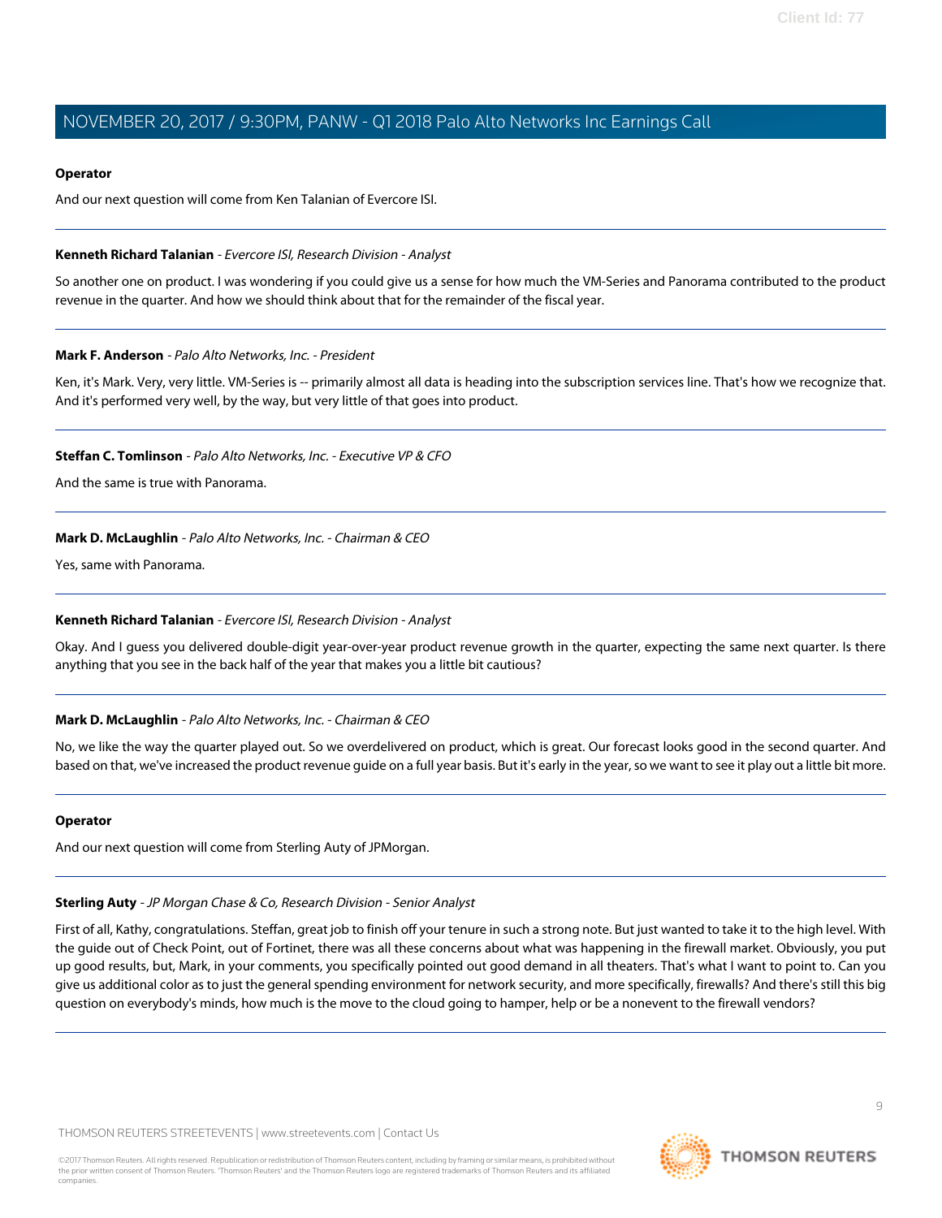**Operator**

And our next question will come from Ken Talanian of Evercore ISI.

---

**Kenneth Richard Talanian** - *Evercore ISI, Research Division - Analyst*

So another one on product. I was wondering if you could give us a sense for how much the VM-Series and Panorama contributed to the product revenue in the quarter. And how we should think about that for the remainder of the fiscal year.

---

**Mark F. Anderson** - *Palo Alto Networks, Inc. - President*

Ken, it's Mark. Very, very little. VM-Series is -- primarily almost all data is heading into the subscription services line. That's how we recognize that. And it's performed very well, by the way, but very little of that goes into product.

---

**Steffan C. Tomlinson** - *Palo Alto Networks, Inc. - Executive VP & CFO*

And the same is true with Panorama.

---

**Mark D. McLaughlin** - *Palo Alto Networks, Inc. - Chairman & CEO*

Yes, same with Panorama.

---

**Kenneth Richard Talanian** - *Evercore ISI, Research Division - Analyst*

Okay. And I guess you delivered double-digit year-over-year product revenue growth in the quarter, expecting the same next quarter. Is there anything that you see in the back half of the year that makes you a little bit cautious?

---

**Mark D. McLaughlin** - *Palo Alto Networks, Inc. - Chairman & CEO*

No, we like the way the quarter played out. So we overdelivered on product, which is great. Our forecast looks good in the second quarter. And based on that, we've increased the product revenue guide on a full year basis. But it's early in the year, so we want to see it play out a little bit more.

---

**Operator**

And our next question will come from Sterling Auty of JPMorgan.

---

**Sterling Auty** - *JP Morgan Chase & Co, Research Division - Senior Analyst*

First of all, Kathy, congratulations. Steffan, great job to finish off your tenure in such a strong note. But just wanted to take it to the high level. With the guide out of Check Point, out of Fortinet, there was all these concerns about what was happening in the firewall market. Obviously, you put up good results, but, Mark, in your comments, you specifically pointed out good demand in all theaters. That's what I want to point to. Can you give us additional color as to just the general spending environment for network security, and more specifically, firewalls? And there's still this big question on everybody's minds, how much is the move to the cloud going to hamper, help or be a nonevent to the firewall vendors?

---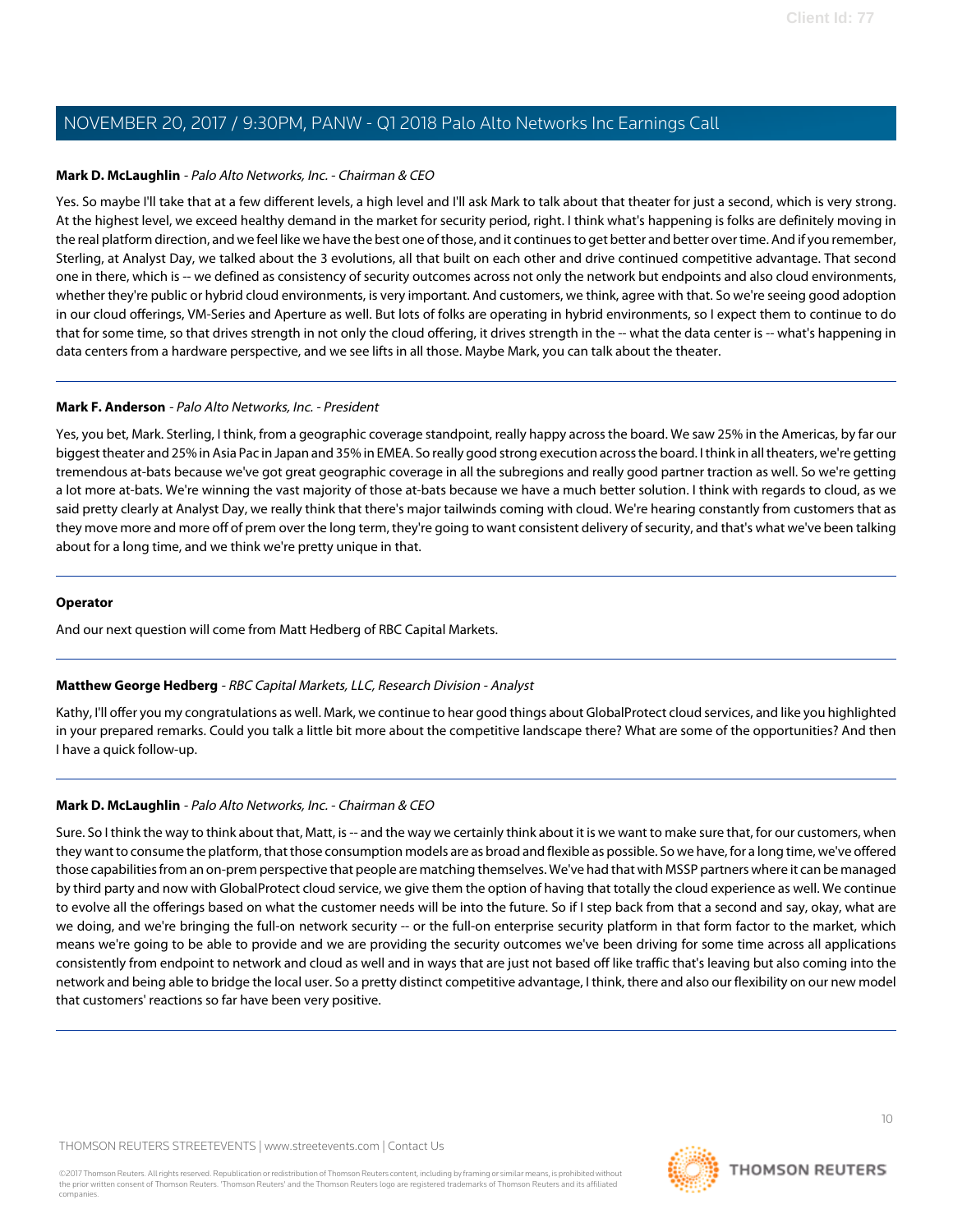**Mark D. McLaughlin** - *Palo Alto Networks, Inc. - Chairman & CEO*

Yes. So maybe I'll take that at a few different levels, a high level and I'll ask Mark to talk about that theater for just a second, which is very strong. At the highest level, we exceed healthy demand in the market for security period, right. I think what's happening is folks are definitely moving in the real platform direction, and we feel like we have the best one of those, and it continues to get better and better over time. And if you remember, Sterling, at Analyst Day, we talked about the 3 evolutions, all that built on each other and drive continued competitive advantage. That second one in there, which is -- we defined as consistency of security outcomes across not only the network but endpoints and also cloud environments, whether they're public or hybrid cloud environments, is very important. And customers, we think, agree with that. So we're seeing good adoption in our cloud offerings, VM-Series and Aperture as well. But lots of folks are operating in hybrid environments, so I expect them to continue to do that for some time, so that drives strength in not only the cloud offering, it drives strength in the -- what the data center is -- what's happening in data centers from a hardware perspective, and we see lifts in all those. Maybe Mark, you can talk about the theater.

---

**Mark F. Anderson** - *Palo Alto Networks, Inc. - President*

Yes, you bet, Mark. Sterling, I think, from a geographic coverage standpoint, really happy across the board. We saw 25% in the Americas, by far our biggest theater and 25% in Asia Pac in Japan and 35% in EMEA. So really good strong execution across the board. I think in all theaters, we're getting tremendous at-bats because we've got great geographic coverage in all the subregions and really good partner traction as well. So we're getting a lot more at-bats. We're winning the vast majority of those at-bats because we have a much better solution. I think with regards to cloud, as we said pretty clearly at Analyst Day, we really think that there's major tailwinds coming with cloud. We're hearing constantly from customers that as they move more and more off of prem over the long term, they're going to want consistent delivery of security, and that's what we've been talking about for a long time, and we think we're pretty unique in that.

---

**Operator**

And our next question will come from Matt Hedberg of RBC Capital Markets.

---

**Matthew George Hedberg** - *RBC Capital Markets, LLC, Research Division - Analyst*

Kathy, I'll offer you my congratulations as well. Mark, we continue to hear good things about GlobalProtect cloud services, and like you highlighted in your prepared remarks. Could you talk a little bit more about the competitive landscape there? What are some of the opportunities? And then I have a quick follow-up.

---

**Mark D. McLaughlin** - *Palo Alto Networks, Inc. - Chairman & CEO*

Sure. So I think the way to think about that, Matt, is -- and the way we certainly think about it is we want to make sure that, for our customers, when they want to consume the platform, that those consumption models are as broad and flexible as possible. So we have, for a long time, we've offered those capabilities from an on-prem perspective that people are matching themselves. We've had that with MSSP partners where it can be managed by third party and now with GlobalProtect cloud service, we give them the option of having that totally the cloud experience as well. We continue to evolve all the offerings based on what the customer needs will be into the future. So if I step back from that a second and say, okay, what are we doing, and we're bringing the full-on network security -- or the full-on enterprise security platform in that form factor to the market, which means we're going to be able to provide and we are providing the security outcomes we've been driving for some time across all applications consistently from endpoint to network and cloud as well and in ways that are just not based off like traffic that's leaving but also coming into the network and being able to bridge the local user. So a pretty distinct competitive advantage, I think, there and also our flexibility on our new model that customers' reactions so far have been very positive.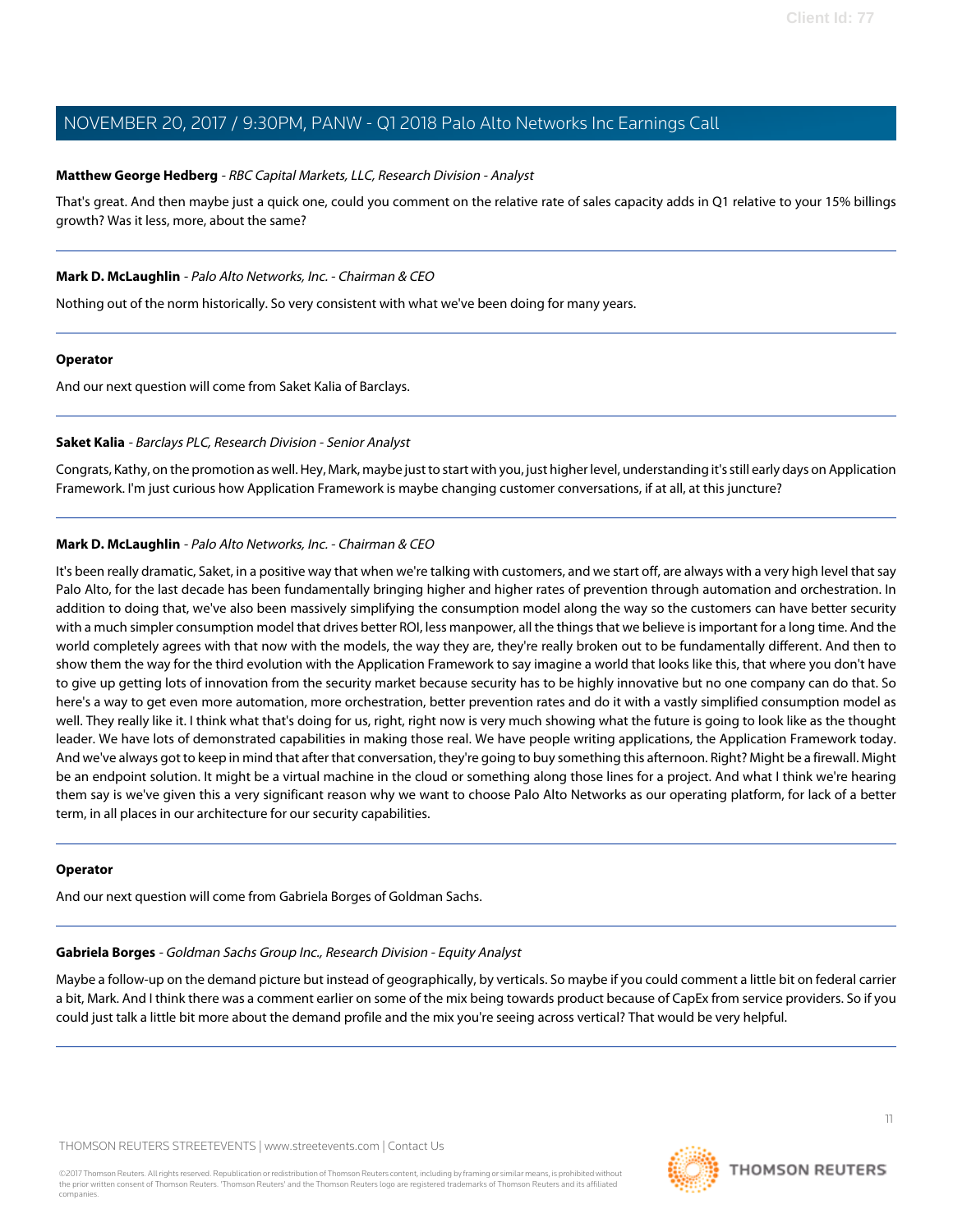**Matthew George Hedberg** - *RBC Capital Markets, LLC, Research Division - Analyst*

That's great. And then maybe just a quick one, could you comment on the relative rate of sales capacity adds in Q1 relative to your 15% billings growth? Was it less, more, about the same?

---

**Mark D. McLaughlin** - *Palo Alto Networks, Inc. - Chairman & CEO*

Nothing out of the norm historically. So very consistent with what we've been doing for many years.

---

**Operator**

And our next question will come from Saket Kalia of Barclays.

---

**Saket Kalia** - *Barclays PLC, Research Division - Senior Analyst*

Congrats, Kathy, on the promotion as well. Hey, Mark, maybe just to start with you, just higher level, understanding it's still early days on Application Framework. I'm just curious how Application Framework is maybe changing customer conversations, if at all, at this juncture?

---

**Mark D. McLaughlin** - *Palo Alto Networks, Inc. - Chairman & CEO*

It's been really dramatic, Saket, in a positive way that when we're talking with customers, and we start off, are always with a very high level that say Palo Alto, for the last decade has been fundamentally bringing higher and higher rates of prevention through automation and orchestration. In addition to doing that, we've also been massively simplifying the consumption model along the way so the customers can have better security with a much simpler consumption model that drives better ROI, less manpower, all the things that we believe is important for a long time. And the world completely agrees with that now with the models, the way they are, they're really broken out to be fundamentally different. And then to show them the way for the third evolution with the Application Framework to say imagine a world that looks like this, that where you don't have to give up getting lots of innovation from the security market because security has to be highly innovative but no one company can do that. So here's a way to get even more automation, more orchestration, better prevention rates and do it with a vastly simplified consumption model as well. They really like it. I think what that's doing for us, right, right now is very much showing what the future is going to look like as the thought leader. We have lots of demonstrated capabilities in making those real. We have people writing applications, the Application Framework today. And we've always got to keep in mind that after that conversation, they're going to buy something this afternoon. Right? Might be a firewall. Might be an endpoint solution. It might be a virtual machine in the cloud or something along those lines for a project. And what I think we're hearing them say is we've given this a very significant reason why we want to choose Palo Alto Networks as our operating platform, for lack of a better term, in all places in our architecture for our security capabilities.

---

**Operator**

And our next question will come from Gabriela Borges of Goldman Sachs.

---

**Gabriela Borges** - *Goldman Sachs Group Inc., Research Division - Equity Analyst*

Maybe a follow-up on the demand picture but instead of geographically, by verticals. So maybe if you could comment a little bit on federal carrier a bit, Mark. And I think there was a comment earlier on some of the mix being towards product because of CapEx from service providers. So if you could just talk a little bit more about the demand profile and the mix you're seeing across vertical? That would be very helpful.

---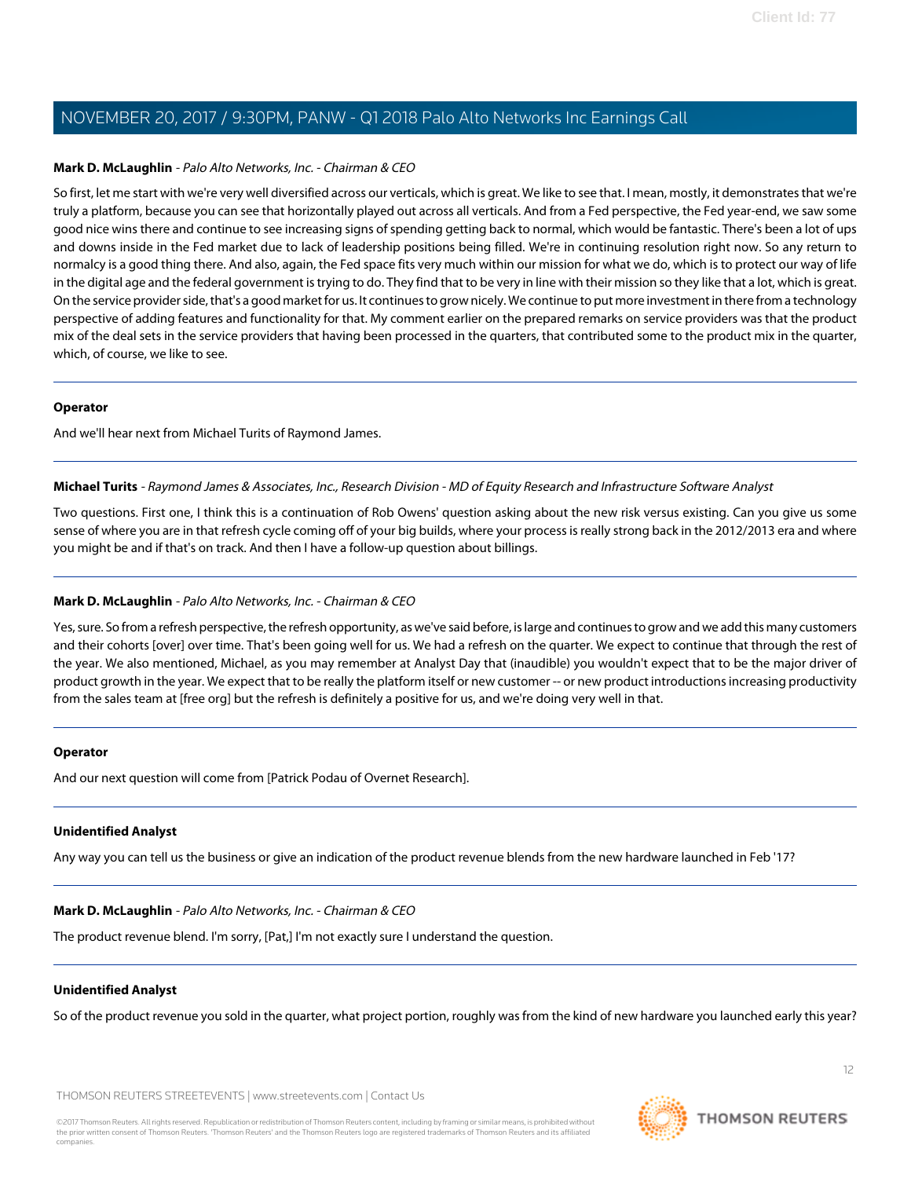**Mark D. McLaughlin** - *Palo Alto Networks, Inc. - Chairman & CEO*

So first, let me start with we're very well diversified across our verticals, which is great. We like to see that. I mean, mostly, it demonstrates that we're truly a platform, because you can see that horizontally played out across all verticals. And from a Fed perspective, the Fed year-end, we saw some good nice wins there and continue to see increasing signs of spending getting back to normal, which would be fantastic. There's been a lot of ups and downs inside in the Fed market due to lack of leadership positions being filled. We're in continuing resolution right now. So any return to normalcy is a good thing there. And also, again, the Fed space fits very much within our mission for what we do, which is to protect our way of life in the digital age and the federal government is trying to do. They find that to be very in line with their mission so they like that a lot, which is great. On the service provider side, that's a good market for us. It continues to grow nicely. We continue to put more investment in there from a technology perspective of adding features and functionality for that. My comment earlier on the prepared remarks on service providers was that the product mix of the deal sets in the service providers that having been processed in the quarters, that contributed some to the product mix in the quarter, which, of course, we like to see.

---

**Operator**

And we'll hear next from Michael Turits of Raymond James.

---

**Michael Turits** - *Raymond James & Associates, Inc., Research Division - MD of Equity Research and Infrastructure Software Analyst*

Two questions. First one, I think this is a continuation of Rob Owens' question asking about the new risk versus existing. Can you give us some sense of where you are in that refresh cycle coming off of your big builds, where your process is really strong back in the 2012/2013 era and where you might be and if that's on track. And then I have a follow-up question about billings.

---

**Mark D. McLaughlin** - *Palo Alto Networks, Inc. - Chairman & CEO*

Yes, sure. So from a refresh perspective, the refresh opportunity, as we've said before, is large and continues to grow and we add this many customers and their cohorts [over] over time. That's been going well for us. We had a refresh on the quarter. We expect to continue that through the rest of the year. We also mentioned, Michael, as you may remember at Analyst Day that (inaudible) you wouldn't expect that to be the major driver of product growth in the year. We expect that to be really the platform itself or new customer -- or new product introductions increasing productivity from the sales team at [free org] but the refresh is definitely a positive for us, and we're doing very well in that.

---

**Operator**

And our next question will come from [Patrick Podau of Overnet Research].

---

**Unidentified Analyst**

Any way you can tell us the business or give an indication of the product revenue blends from the new hardware launched in Feb '17?

---

**Mark D. McLaughlin** - *Palo Alto Networks, Inc. - Chairman & CEO*

The product revenue blend. I'm sorry, [Pat,] I'm not exactly sure I understand the question.

---

**Unidentified Analyst**

So of the product revenue you sold in the quarter, what project portion, roughly was from the kind of new hardware you launched early this year?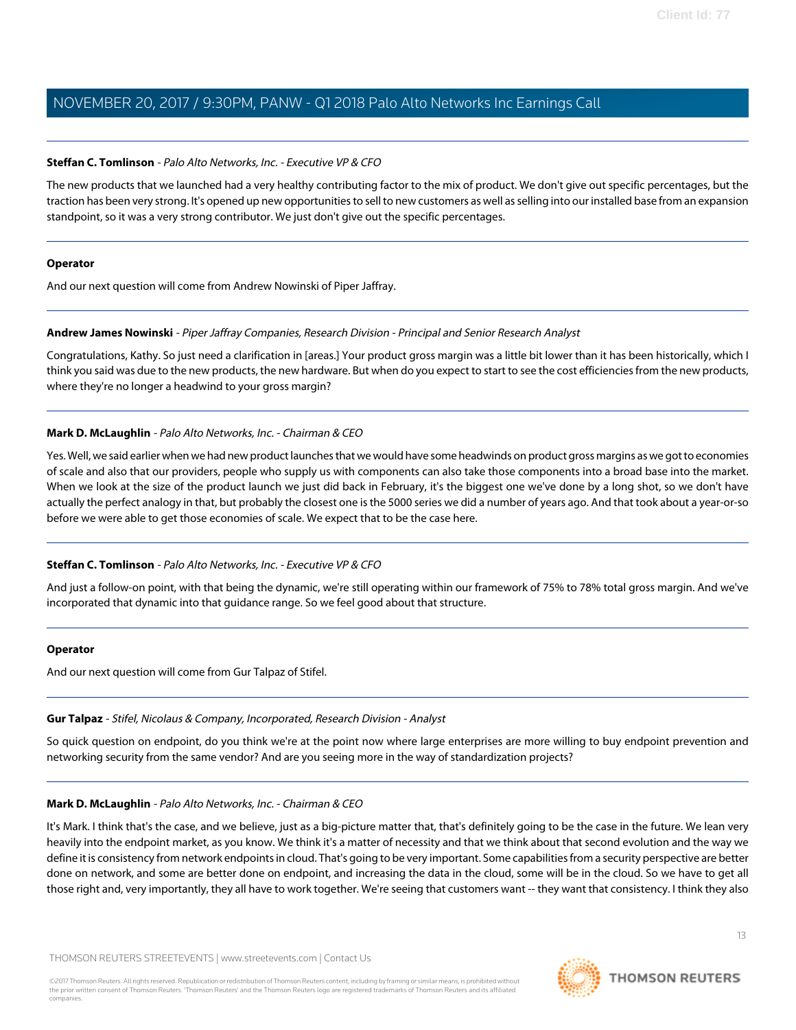**Steffan C. Tomlinson** - *Palo Alto Networks, Inc. - Executive VP & CFO*

The new products that we launched had a very healthy contributing factor to the mix of product. We don't give out specific percentages, but the traction has been very strong. It's opened up new opportunities to sell to new customers as well as selling into our installed base from an expansion standpoint, so it was a very strong contributor. We just don't give out the specific percentages.

---

**Operator**

And our next question will come from Andrew Nowinski of Piper Jaffray.

---

**Andrew James Nowinski** - *Piper Jaffray Companies, Research Division - Principal and Senior Research Analyst*

Congratulations, Kathy. So just need a clarification in [areas.] Your product gross margin was a little bit lower than it has been historically, which I think you said was due to the new products, the new hardware. But when do you expect to start to see the cost efficiencies from the new products, where they're no longer a headwind to your gross margin?

---

**Mark D. McLaughlin** - *Palo Alto Networks, Inc. - Chairman & CEO*

Yes. Well, we said earlier when we had new product launches that we would have some headwinds on product gross margins as we got to economies of scale and also that our providers, people who supply us with components can also take those components into a broad base into the market. When we look at the size of the product launch we just did back in February, it's the biggest one we've done by a long shot, so we don't have actually the perfect analogy in that, but probably the closest one is the 5000 series we did a number of years ago. And that took about a year-or-so before we were able to get those economies of scale. We expect that to be the case here.

---

**Steffan C. Tomlinson** - *Palo Alto Networks, Inc. - Executive VP & CFO*

And just a follow-on point, with that being the dynamic, we're still operating within our framework of 75% to 78% total gross margin. And we've incorporated that dynamic into that guidance range. So we feel good about that structure.

---

**Operator**

And our next question will come from Gur Talpaz of Stifel.

---

**Gur Talpaz** - *Stifel, Nicolaus & Company, Incorporated, Research Division - Analyst*

So quick question on endpoint, do you think we're at the point now where large enterprises are more willing to buy endpoint prevention and networking security from the same vendor? And are you seeing more in the way of standardization projects?

---

**Mark D. McLaughlin** - *Palo Alto Networks, Inc. - Chairman & CEO*

It's Mark. I think that's the case, and we believe, just as a big-picture matter that, that's definitely going to be the case in the future. We lean very heavily into the endpoint market, as you know. We think it's a matter of necessity and that we think about that second evolution and the way we define it is consistency from network endpoints in cloud. That's going to be very important. Some capabilities from a security perspective are better done on network, and some are better done on endpoint, and increasing the data in the cloud, some will be in the cloud. So we have to get all those right and, very importantly, they all have to work together. We're seeing that customers want -- they want that consistency. I think they also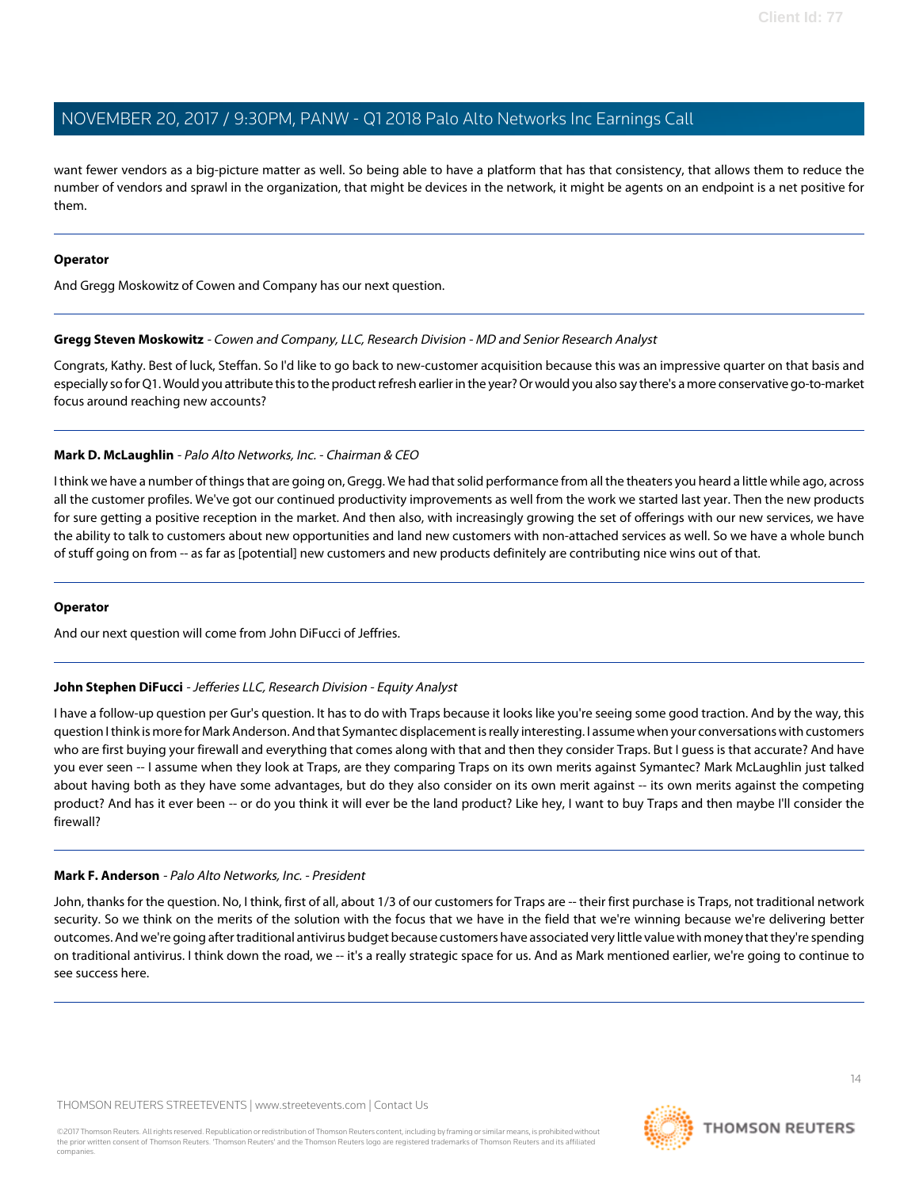want fewer vendors as a big-picture matter as well. So being able to have a platform that has that consistency, that allows them to reduce the number of vendors and sprawl in the organization, that might be devices in the network, it might be agents on an endpoint is a net positive for them.

---

**Operator**

And Gregg Moskowitz of Cowen and Company has our next question.

---

**Gregg Steven Moskowitz** - *Cowen and Company, LLC, Research Division - MD and Senior Research Analyst*

Congrats, Kathy. Best of luck, Steffan. So I'd like to go back to new-customer acquisition because this was an impressive quarter on that basis and especially so for Q1. Would you attribute this to the product refresh earlier in the year? Or would you also say there's a more conservative go-to-market focus around reaching new accounts?

---

**Mark D. McLaughlin** - *Palo Alto Networks, Inc. - Chairman & CEO*

I think we have a number of things that are going on, Gregg. We had that solid performance from all the theaters you heard a little while ago, across all the customer profiles. We've got our continued productivity improvements as well from the work we started last year. Then the new products for sure getting a positive reception in the market. And then also, with increasingly growing the set of offerings with our new services, we have the ability to talk to customers about new opportunities and land new customers with non-attached services as well. So we have a whole bunch of stuff going on from -- as far as [potential] new customers and new products definitely are contributing nice wins out of that.

---

**Operator**

And our next question will come from John DiFucci of Jefferies.

---

**John Stephen DiFucci** - *Jefferies LLC, Research Division - Equity Analyst*

I have a follow-up question per Gur's question. It has to do with Traps because it looks like you're seeing some good traction. And by the way, this question I think is more for Mark Anderson. And that Symantec displacement is really interesting. I assume when your conversations with customers who are first buying your firewall and everything that comes along with that and then they consider Traps. But I guess is that accurate? And have you ever seen -- I assume when they look at Traps, are they comparing Traps on its own merits against Symantec? Mark McLaughlin just talked about having both as they have some advantages, but do they also consider on its own merit against -- its own merits against the competing product? And has it ever been -- or do you think it will ever be the land product? Like hey, I want to buy Traps and then maybe I'll consider the firewall?

---

**Mark F. Anderson** - *Palo Alto Networks, Inc. - President*

John, thanks for the question. No, I think, first of all, about 1/3 of our customers for Traps are -- their first purchase is Traps, not traditional network security. So we think on the merits of the solution with the focus that we have in the field that we're winning because we're delivering better outcomes. And we're going after traditional antivirus budget because customers have associated very little value with money that they're spending on traditional antivirus. I think down the road, we -- it's a really strategic space for us. And as Mark mentioned earlier, we're going to continue to see success here.

---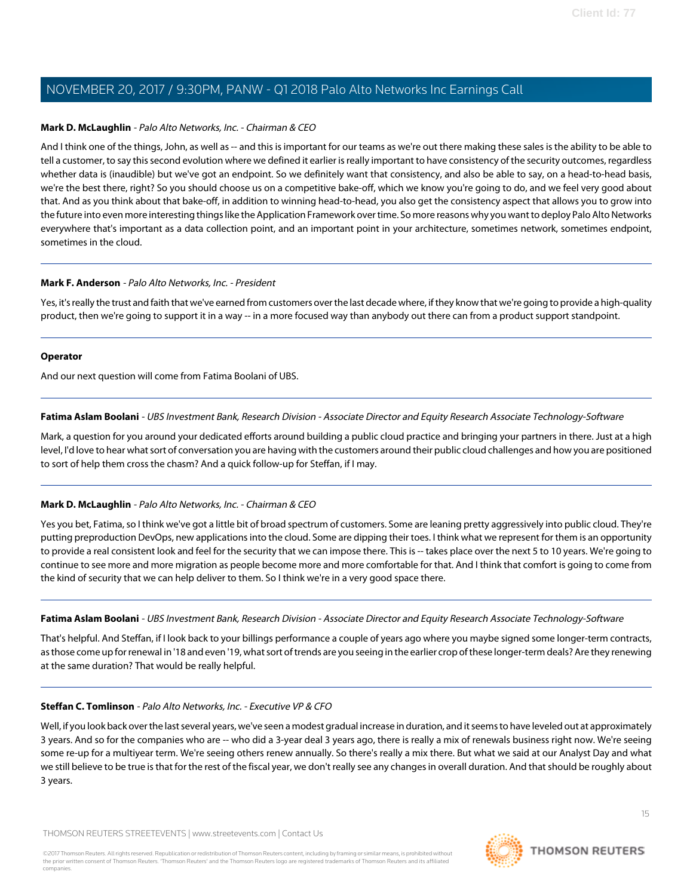**Mark D. McLaughlin** - *Palo Alto Networks, Inc. - Chairman & CEO*

And I think one of the things, John, as well as -- and this is important for our teams as we're out there making these sales is the ability to be able to tell a customer, to say this second evolution where we defined it earlier is really important to have consistency of the security outcomes, regardless whether data is (inaudible) but we've got an endpoint. So we definitely want that consistency, and also be able to say, on a head-to-head basis, we're the best there, right? So you should choose us on a competitive bake-off, which we know you're going to do, and we feel very good about that. And as you think about that bake-off, in addition to winning head-to-head, you also get the consistency aspect that allows you to grow into the future into even more interesting things like the Application Framework over time. So more reasons why you want to deploy Palo Alto Networks everywhere that's important as a data collection point, and an important point in your architecture, sometimes network, sometimes endpoint, sometimes in the cloud.

---

**Mark F. Anderson** - *Palo Alto Networks, Inc. - President*

Yes, it's really the trust and faith that we've earned from customers over the last decade where, if they know that we're going to provide a high-quality product, then we're going to support it in a way -- in a more focused way than anybody out there can from a product support standpoint.

---

**Operator**

And our next question will come from Fatima Boolani of UBS.

---

**Fatima Aslam Boolani** - *UBS Investment Bank, Research Division - Associate Director and Equity Research Associate Technology-Software*

Mark, a question for you around your dedicated efforts around building a public cloud practice and bringing your partners in there. Just at a high level, I'd love to hear what sort of conversation you are having with the customers around their public cloud challenges and how you are positioned to sort of help them cross the chasm? And a quick follow-up for Steffan, if I may.

---

**Mark D. McLaughlin** - *Palo Alto Networks, Inc. - Chairman & CEO*

Yes you bet, Fatima, so I think we've got a little bit of broad spectrum of customers. Some are leaning pretty aggressively into public cloud. They're putting preproduction DevOps, new applications into the cloud. Some are dipping their toes. I think what we represent for them is an opportunity to provide a real consistent look and feel for the security that we can impose there. This is -- takes place over the next 5 to 10 years. We're going to continue to see more and more migration as people become more and more comfortable for that. And I think that comfort is going to come from the kind of security that we can help deliver to them. So I think we're in a very good space there.

---

**Fatima Aslam Boolani** - *UBS Investment Bank, Research Division - Associate Director and Equity Research Associate Technology-Software*

That's helpful. And Steffan, if I look back to your billings performance a couple of years ago where you maybe signed some longer-term contracts, as those come up for renewal in '18 and even '19, what sort of trends are you seeing in the earlier crop of these longer-term deals? Are they renewing at the same duration? That would be really helpful.

---

**Steffan C. Tomlinson** - *Palo Alto Networks, Inc. - Executive VP & CFO*

Well, if you look back over the last several years, we've seen a modest gradual increase in duration, and it seems to have leveled out at approximately 3 years. And so for the companies who are -- who did a 3-year deal 3 years ago, there is really a mix of renewals business right now. We're seeing some re-up for a multiyear term. We're seeing others renew annually. So there's really a mix there. But what we said at our Analyst Day and what we still believe to be true is that for the rest of the fiscal year, we don't really see any changes in overall duration. And that should be roughly about 3 years.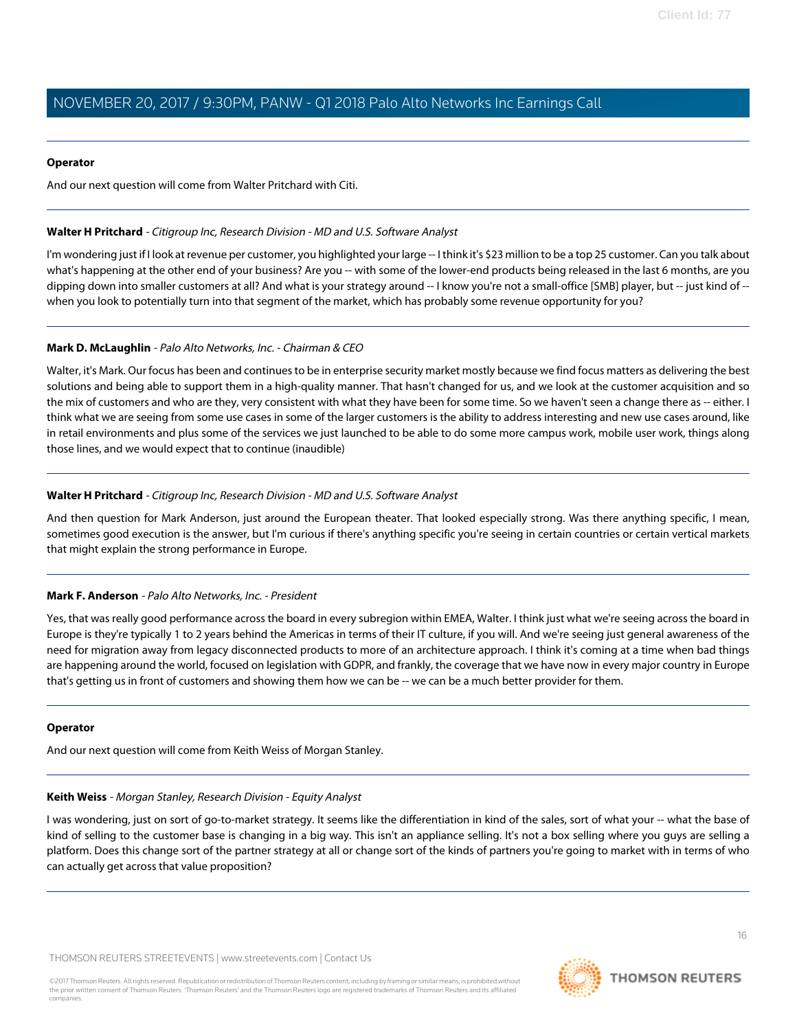**Operator**

And our next question will come from Walter Pritchard with Citi.

---

**Walter H Pritchard** - *Citigroup Inc, Research Division - MD and U.S. Software Analyst*

I'm wondering just if I look at revenue per customer, you highlighted your large -- I think it's $23 million to be a top 25 customer. Can you talk about what's happening at the other end of your business? Are you -- with some of the lower-end products being released in the last 6 months, are you dipping down into smaller customers at all? And what is your strategy around -- I know you're not a small-office [SMB] player, but -- just kind of -- when you look to potentially turn into that segment of the market, which has probably some revenue opportunity for you?

---

**Mark D. McLaughlin** - *Palo Alto Networks, Inc. - Chairman & CEO*

Walter, it's Mark. Our focus has been and continues to be in enterprise security market mostly because we find focus matters as delivering the best solutions and being able to support them in a high-quality manner. That hasn't changed for us, and we look at the customer acquisition and so the mix of customers and who are they, very consistent with what they have been for some time. So we haven't seen a change there as -- either. I think what we are seeing from some use cases in some of the larger customers is the ability to address interesting and new use cases around, like in retail environments and plus some of the services we just launched to be able to do some more campus work, mobile user work, things along those lines, and we would expect that to continue (inaudible)

---

**Walter H Pritchard** - *Citigroup Inc, Research Division - MD and U.S. Software Analyst*

And then question for Mark Anderson, just around the European theater. That looked especially strong. Was there anything specific, I mean, sometimes good execution is the answer, but I'm curious if there's anything specific you're seeing in certain countries or certain vertical markets that might explain the strong performance in Europe.

---

**Mark F. Anderson** - *Palo Alto Networks, Inc. - President*

Yes, that was really good performance across the board in every subregion within EMEA, Walter. I think just what we're seeing across the board in Europe is they're typically 1 to 2 years behind the Americas in terms of their IT culture, if you will. And we're seeing just general awareness of the need for migration away from legacy disconnected products to more of an architecture approach. I think it's coming at a time when bad things are happening around the world, focused on legislation with GDPR, and frankly, the coverage that we have now in every major country in Europe that's getting us in front of customers and showing them how we can be -- we can be a much better provider for them.

---

**Operator**

And our next question will come from Keith Weiss of Morgan Stanley.

---

**Keith Weiss** - *Morgan Stanley, Research Division - Equity Analyst*

I was wondering, just on sort of go-to-market strategy. It seems like the differentiation in kind of the sales, sort of what your -- what the base of kind of selling to the customer base is changing in a big way. This isn't an appliance selling. It's not a box selling where you guys are selling a platform. Does this change sort of the partner strategy at all or change sort of the kinds of partners you're going to market with in terms of who can actually get across that value proposition?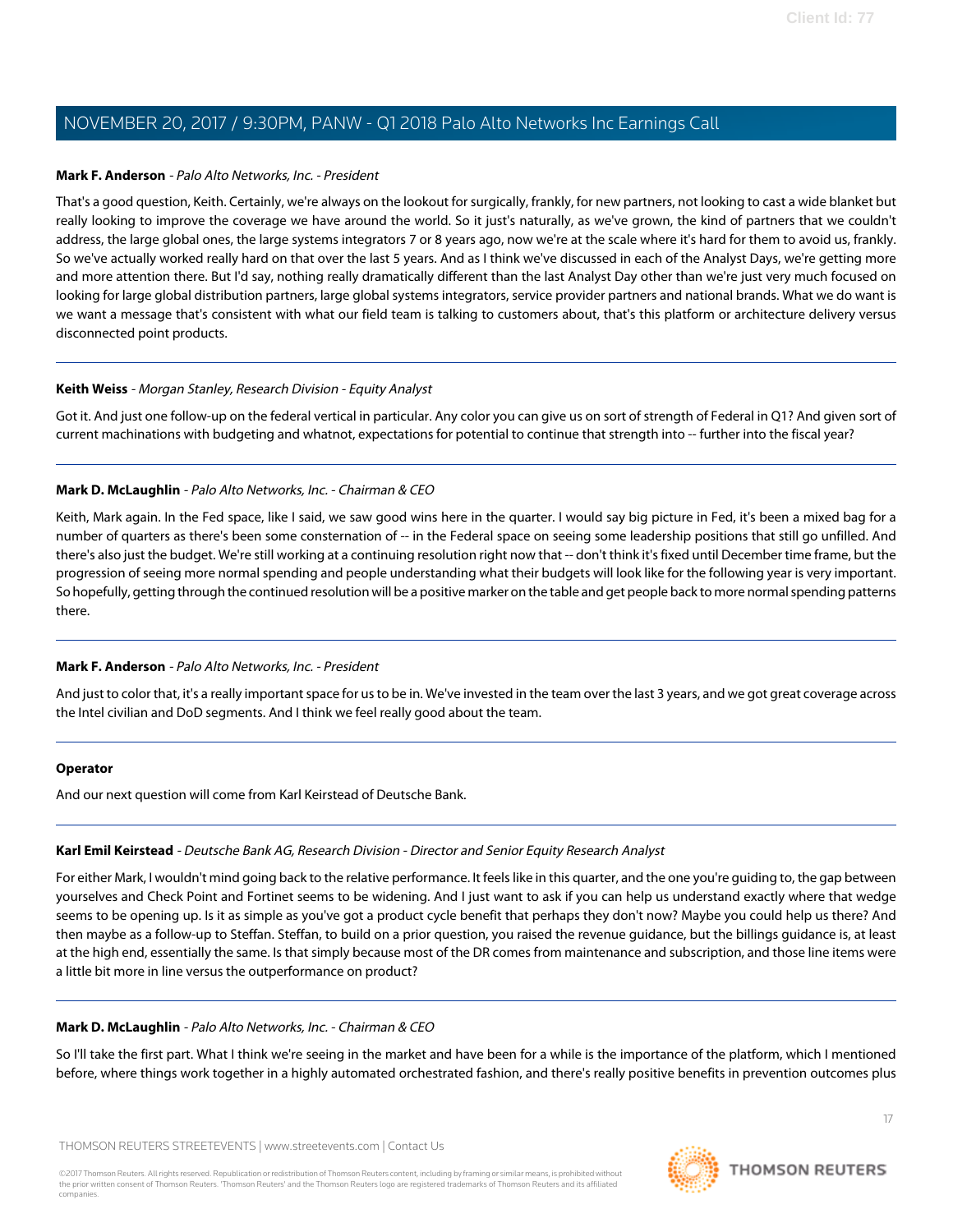**Mark F. Anderson** - *Palo Alto Networks, Inc. - President*

That's a good question, Keith. Certainly, we're always on the lookout for surgically, frankly, for new partners, not looking to cast a wide blanket but really looking to improve the coverage we have around the world. So it just's naturally, as we've grown, the kind of partners that we couldn't address, the large global ones, the large systems integrators 7 or 8 years ago, now we're at the scale where it's hard for them to avoid us, frankly. So we've actually worked really hard on that over the last 5 years. And as I think we've discussed in each of the Analyst Days, we're getting more and more attention there. But I'd say, nothing really dramatically different than the last Analyst Day other than we're just very much focused on looking for large global distribution partners, large global systems integrators, service provider partners and national brands. What we do want is we want a message that's consistent with what our field team is talking to customers about, that's this platform or architecture delivery versus disconnected point products.

---

**Keith Weiss** - *Morgan Stanley, Research Division - Equity Analyst*

Got it. And just one follow-up on the federal vertical in particular. Any color you can give us on sort of strength of Federal in Q1? And given sort of current machinations with budgeting and whatnot, expectations for potential to continue that strength into -- further into the fiscal year?

---

**Mark D. McLaughlin** - *Palo Alto Networks, Inc. - Chairman & CEO*

Keith, Mark again. In the Fed space, like I said, we saw good wins here in the quarter. I would say big picture in Fed, it's been a mixed bag for a number of quarters as there's been some consternation of -- in the Federal space on seeing some leadership positions that still go unfilled. And there's also just the budget. We're still working at a continuing resolution right now that -- don't think it's fixed until December time frame, but the progression of seeing more normal spending and people understanding what their budgets will look like for the following year is very important. So hopefully, getting through the continued resolution will be a positive marker on the table and get people back to more normal spending patterns there.

---

**Mark F. Anderson** - *Palo Alto Networks, Inc. - President*

And just to color that, it's a really important space for us to be in. We've invested in the team over the last 3 years, and we got great coverage across the Intel civilian and DoD segments. And I think we feel really good about the team.

---

**Operator**

And our next question will come from Karl Keirstead of Deutsche Bank.

---

**Karl Emil Keirstead** - *Deutsche Bank AG, Research Division - Director and Senior Equity Research Analyst*

For either Mark, I wouldn't mind going back to the relative performance. It feels like in this quarter, and the one you're guiding to, the gap between yourselves and Check Point and Fortinet seems to be widening. And I just want to ask if you can help us understand exactly where that wedge seems to be opening up. Is it as simple as you've got a product cycle benefit that perhaps they don't now? Maybe you could help us there? And then maybe as a follow-up to Steffan. Steffan, to build on a prior question, you raised the revenue guidance, but the billings guidance is, at least at the high end, essentially the same. Is that simply because most of the DR comes from maintenance and subscription, and those line items were a little bit more in line versus the outperformance on product?

---

**Mark D. McLaughlin** - *Palo Alto Networks, Inc. - Chairman & CEO*

So I'll take the first part. What I think we're seeing in the market and have been for a while is the importance of the platform, which I mentioned before, where things work together in a highly automated orchestrated fashion, and there's really positive benefits in prevention outcomes plus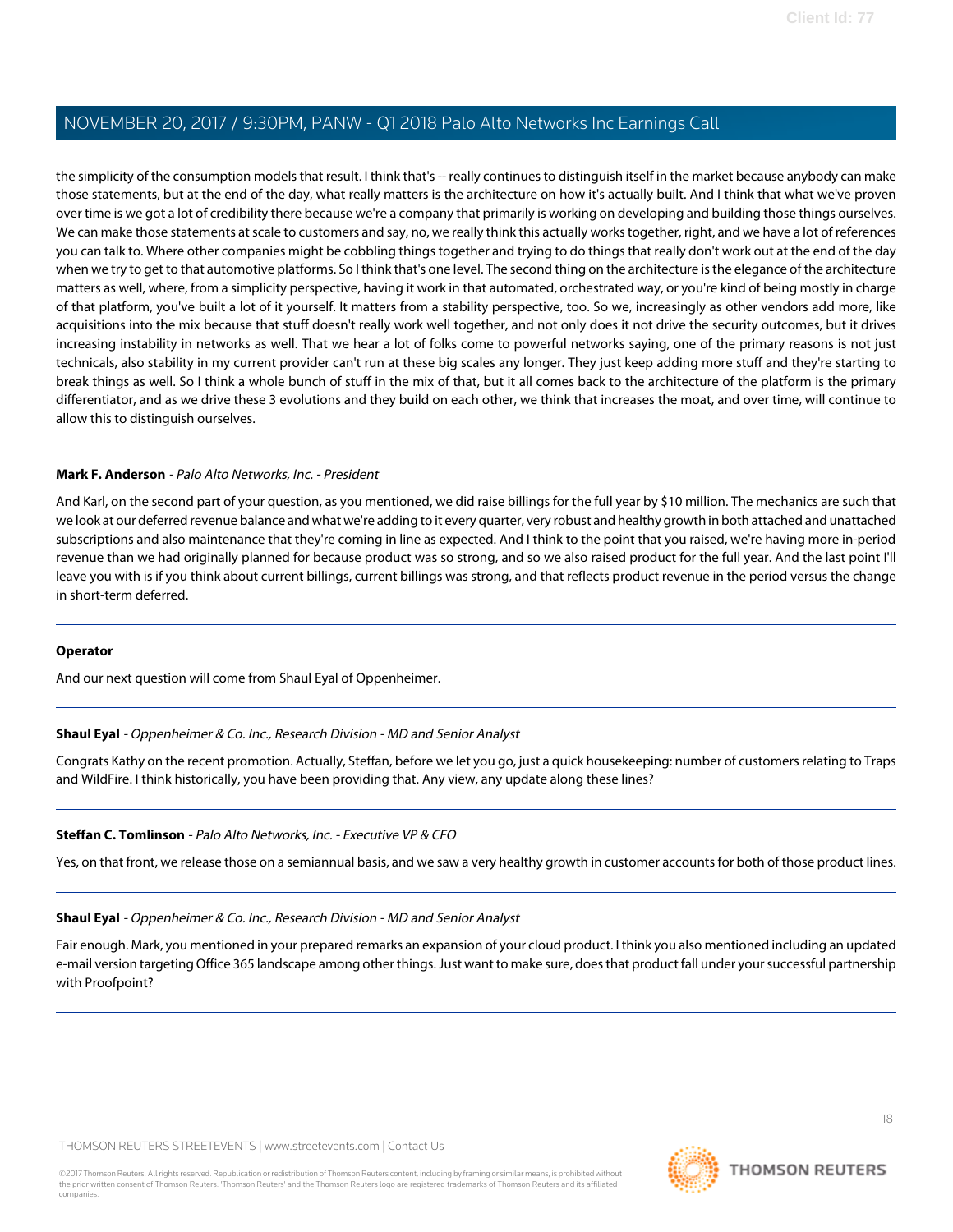the simplicity of the consumption models that result. I think that's -- really continues to distinguish itself in the market because anybody can make those statements, but at the end of the day, what really matters is the architecture on how it's actually built. And I think that what we've proven over time is we got a lot of credibility there because we're a company that primarily is working on developing and building those things ourselves. We can make those statements at scale to customers and say, no, we really think this actually works together, right, and we have a lot of references you can talk to. Where other companies might be cobbling things together and trying to do things that really don't work out at the end of the day when we try to get to that automotive platforms. So I think that's one level. The second thing on the architecture is the elegance of the architecture matters as well, where, from a simplicity perspective, having it work in that automated, orchestrated way, or you're kind of being mostly in charge of that platform, you've built a lot of it yourself. It matters from a stability perspective, too. So we, increasingly as other vendors add more, like acquisitions into the mix because that stuff doesn't really work well together, and not only does it not drive the security outcomes, but it drives increasing instability in networks as well. That we hear a lot of folks come to powerful networks saying, one of the primary reasons is not just technicals, also stability in my current provider can't run at these big scales any longer. They just keep adding more stuff and they're starting to break things as well. So I think a whole bunch of stuff in the mix of that, but it all comes back to the architecture of the platform is the primary differentiator, and as we drive these 3 evolutions and they build on each other, we think that increases the moat, and over time, will continue to allow this to distinguish ourselves.

---

**Mark F. Anderson** - *Palo Alto Networks, Inc. - President*

And Karl, on the second part of your question, as you mentioned, we did raise billings for the full year by $10 million. The mechanics are such that we look at our deferred revenue balance and what we're adding to it every quarter, very robust and healthy growth in both attached and unattached subscriptions and also maintenance that they're coming in line as expected. And I think to the point that you raised, we're having more in-period revenue than we had originally planned for because product was so strong, and so we also raised product for the full year. And the last point I'll leave you with is if you think about current billings, current billings was strong, and that reflects product revenue in the period versus the change in short-term deferred.

---

**Operator**

And our next question will come from Shaul Eyal of Oppenheimer.

---

**Shaul Eyal** - *Oppenheimer & Co. Inc., Research Division - MD and Senior Analyst*

Congrats Kathy on the recent promotion. Actually, Steffan, before we let you go, just a quick housekeeping: number of customers relating to Traps and WildFire. I think historically, you have been providing that. Any view, any update along these lines?

---

**Steffan C. Tomlinson** - *Palo Alto Networks, Inc. - Executive VP & CFO*

Yes, on that front, we release those on a semiannual basis, and we saw a very healthy growth in customer accounts for both of those product lines.

---

**Shaul Eyal** - *Oppenheimer & Co. Inc., Research Division - MD and Senior Analyst*

Fair enough. Mark, you mentioned in your prepared remarks an expansion of your cloud product. I think you also mentioned including an updated e-mail version targeting Office 365 landscape among other things. Just want to make sure, does that product fall under your successful partnership with Proofpoint?

---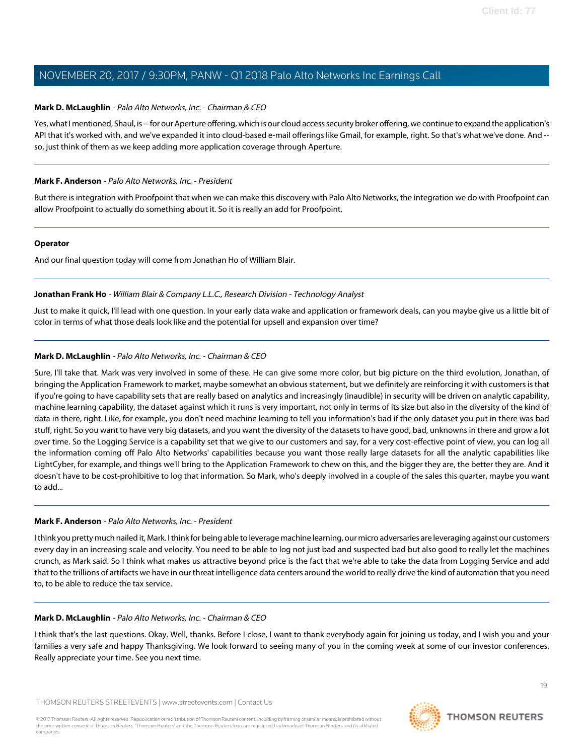**Mark D. McLaughlin** - *Palo Alto Networks, Inc. - Chairman & CEO*

Yes, what I mentioned, Shaul, is -- for our Aperture offering, which is our cloud access security broker offering, we continue to expand the application's API that it's worked with, and we've expanded it into cloud-based e-mail offerings like Gmail, for example, right. So that's what we've done. And -- so, just think of them as we keep adding more application coverage through Aperture.

---

**Mark F. Anderson** - *Palo Alto Networks, Inc. - President*

But there is integration with Proofpoint that when we can make this discovery with Palo Alto Networks, the integration we do with Proofpoint can allow Proofpoint to actually do something about it. So it is really an add for Proofpoint.

---

**Operator**

And our final question today will come from Jonathan Ho of William Blair.

---

**Jonathan Frank Ho** - *William Blair & Company L.L.C., Research Division - Technology Analyst*

Just to make it quick, I'll lead with one question. In your early data wake and application or framework deals, can you maybe give us a little bit of color in terms of what those deals look like and the potential for upsell and expansion over time?

---

**Mark D. McLaughlin** - *Palo Alto Networks, Inc. - Chairman & CEO*

Sure, I'll take that. Mark was very involved in some of these. He can give some more color, but big picture on the third evolution, Jonathan, of bringing the Application Framework to market, maybe somewhat an obvious statement, but we definitely are reinforcing it with customers is that if you're going to have capability sets that are really based on analytics and increasingly (inaudible) in security will be driven on analytic capability, machine learning capability, the dataset against which it runs is very important, not only in terms of its size but also in the diversity of the kind of data in there, right. Like, for example, you don't need machine learning to tell you information's bad if the only dataset you put in there was bad stuff, right. So you want to have very big datasets, and you want the diversity of the datasets to have good, bad, unknowns in there and grow a lot over time. So the Logging Service is a capability set that we give to our customers and say, for a very cost-effective point of view, you can log all the information coming off Palo Alto Networks' capabilities because you want those really large datasets for all the analytic capabilities like LightCyber, for example, and things we'll bring to the Application Framework to chew on this, and the bigger they are, the better they are. And it doesn't have to be cost-prohibitive to log that information. So Mark, who's deeply involved in a couple of the sales this quarter, maybe you want to add...

---

**Mark F. Anderson** - *Palo Alto Networks, Inc. - President*

I think you pretty much nailed it, Mark. I think for being able to leverage machine learning, our micro adversaries are leveraging against our customers every day in an increasing scale and velocity. You need to be able to log not just bad and suspected bad but also good to really let the machines crunch, as Mark said. So I think what makes us attractive beyond price is the fact that we're able to take the data from Logging Service and add that to the trillions of artifacts we have in our threat intelligence data centers around the world to really drive the kind of automation that you need to, to be able to reduce the tax service.

---

**Mark D. McLaughlin** - *Palo Alto Networks, Inc. - Chairman & CEO*

I think that's the last questions. Okay. Well, thanks. Before I close, I want to thank everybody again for joining us today, and I wish you and your families a very safe and happy Thanksgiving. We look forward to seeing many of you in the coming week at some of our investor conferences. Really appreciate your time. See you next time.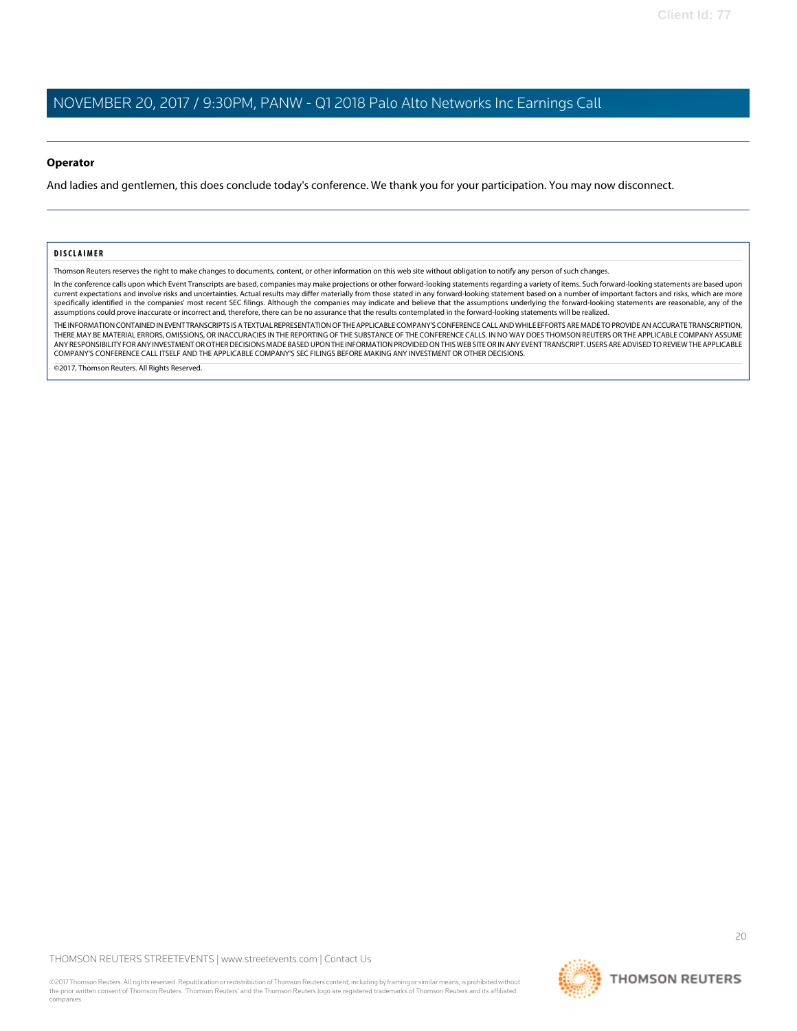**Operator**

And ladies and gentlemen, this does conclude today's conference. We thank you for your participation. You may now disconnect.

---

**DISCLAIMER**

Thomson Reuters reserves the right to make changes to documents, content, or other information on this web site without obligation to notify any person of such changes.

In the conference calls upon which Event Transcripts are based, companies may make projections or other forward-looking statements regarding a variety of items. Such forward-looking statements are based upon current expectations and involve risks and uncertainties. Actual results may differ materially from those stated in any forward-looking statement based on a number of important factors and risks, which are more specifically identified in the companies' most recent SEC filings. Although the companies may indicate and believe that the assumptions underlying the forward-looking statements are reasonable, any of the assumptions could prove inaccurate or incorrect and, therefore, there can be no assurance that the results contemplated in the forward-looking statements will be realized.

THE INFORMATION CONTAINED IN EVENT TRANSCRIPTS IS A TEXTUAL REPRESENTATION OF THE APPLICABLE COMPANY'S CONFERENCE CALL AND WHILE EFFORTS ARE MADE TO PROVIDE AN ACCURATE TRANSCRIPTION, THERE MAY BE MATERIAL ERRORS, OMISSIONS, OR INACCURACIES IN THE REPORTING OF THE SUBSTANCE OF THE CONFERENCE CALLS. IN NO WAY DOES THOMSON REUTERS OR THE APPLICABLE COMPANY ASSUME ANY RESPONSIBILITY FOR ANY INVESTMENT OR OTHER DECISIONS MADE BASED UPON THE INFORMATION PROVIDED ON THIS WEB SITE OR IN ANY EVENT TRANSCRIPT. USERS ARE ADVISED TO REVIEW THE APPLICABLE COMPANY'S CONFERENCE CALL ITSELF AND THE APPLICABLE COMPANY'S SEC FILINGS BEFORE MAKING ANY INVESTMENT OR OTHER DECISIONS.

©2017, Thomson Reuters. All Rights Reserved.